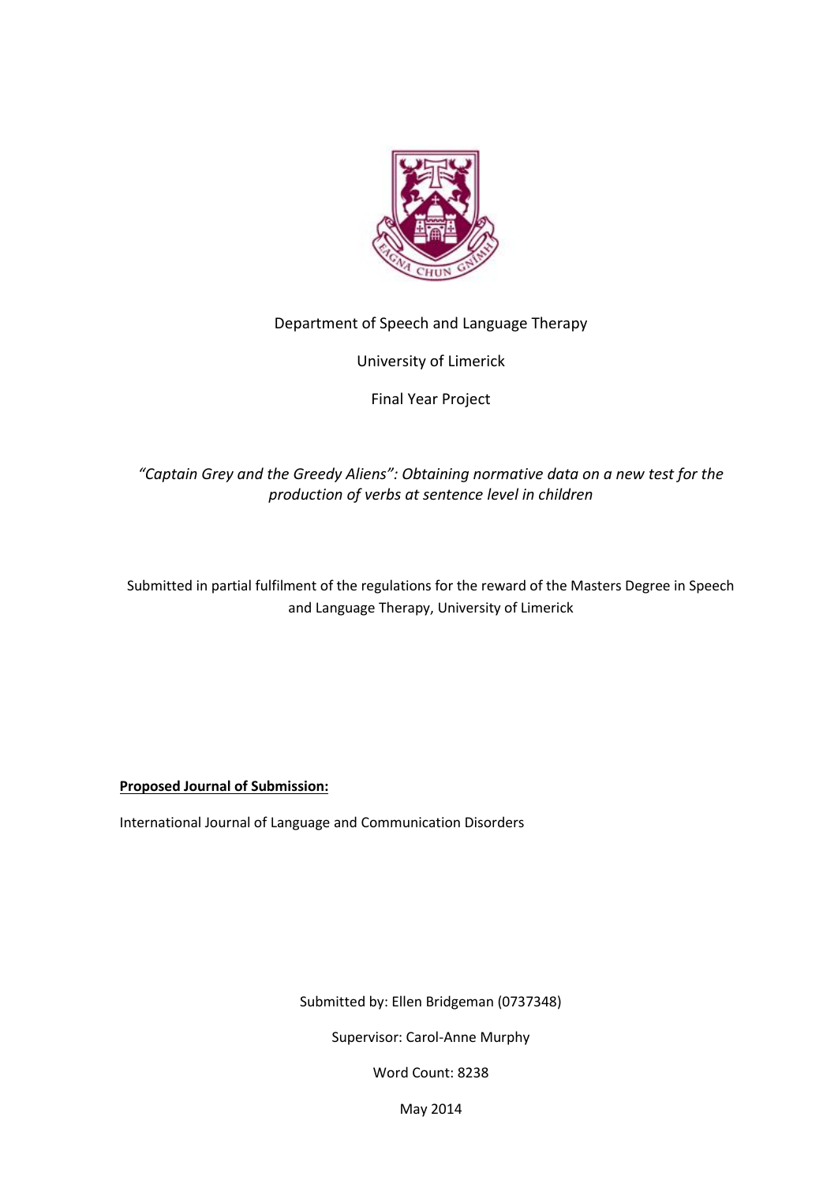Department of Speech and Language Therapy

University of Limerick

Final Year Project

*"Captain Grey and the Greedy Aliens": Obtaining normative data on a new test for the production of verbs at sentence level in children*

Submitted in partial fulfilment of the regulations for the reward of the Masters Degree in Speech and Language Therapy, University of Limerick

**Proposed Journal of Submission:**

International Journal of Language and Communication Disorders

Submitted by: Ellen Bridgeman (0737348)

Supervisor: Carol-Anne Murphy

Word Count: 8238

May 2014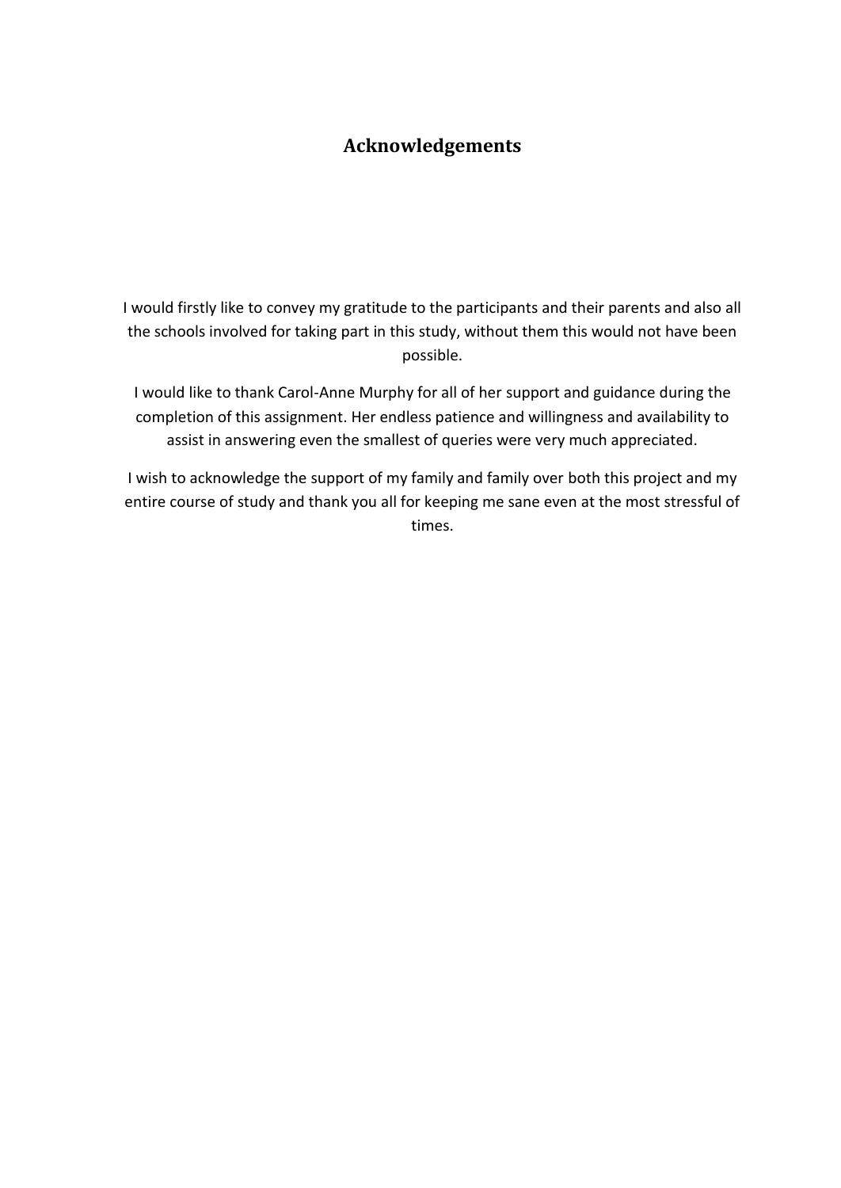# Acknowledgements

I would firstly like to convey my gratitude to the participants and their parents and also all the schools involved for taking part in this study, without them this would not have been possible.

I would like to thank Carol-Anne Murphy for all of her support and guidance during the completion of this assignment. Her endless patience and willingness and availability to assist in answering even the smallest of queries were very much appreciated.

I wish to acknowledge the support of my family and family over both this project and my entire course of study and thank you all for keeping me sane even at the most stressful of times.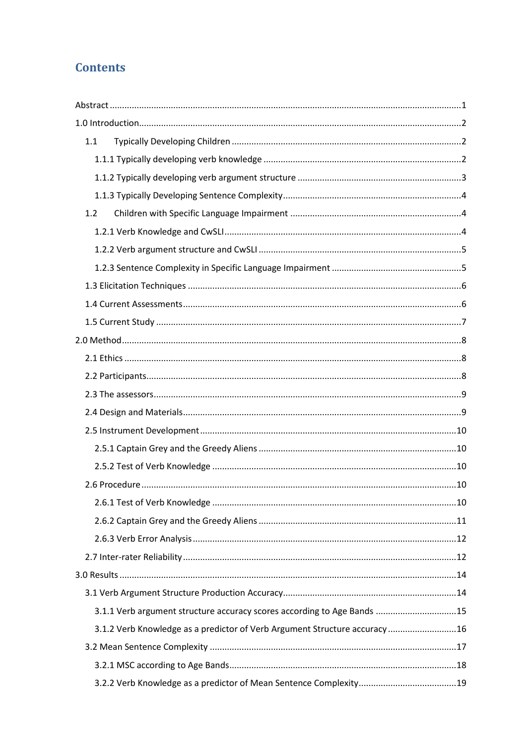# Contents

Abstract ....1

1.0 Introduction ....2

- 1.1 Typically Developing Children ....2
  - 1.1.1 Typically developing verb knowledge ....2
  - 1.1.2 Typically developing verb argument structure ....3
  - 1.1.3 Typically Developing Sentence Complexity ....4
- 1.2 Children with Specific Language Impairment ....4
  - 1.2.1 Verb Knowledge and CwSLI ....4
  - 1.2.2 Verb argument structure and CwSLI ....5
  - 1.2.3 Sentence Complexity in Specific Language Impairment ....5
- 1.3 Elicitation Techniques ....6
- 1.4 Current Assessments ....6
- 1.5 Current Study ....7

2.0 Method ....8

- 2.1 Ethics ....8
- 2.2 Participants ....8
- 2.3 The assessors ....9
- 2.4 Design and Materials ....9
- 2.5 Instrument Development ....10
  - 2.5.1 Captain Grey and the Greedy Aliens ....10
  - 2.5.2 Test of Verb Knowledge ....10
- 2.6 Procedure ....10
  - 2.6.1 Test of Verb Knowledge ....10
  - 2.6.2 Captain Grey and the Greedy Aliens ....11
  - 2.6.3 Verb Error Analysis ....12
- 2.7 Inter-rater Reliability ....12

3.0 Results ....14

- 3.1 Verb Argument Structure Production Accuracy ....14
  - 3.1.1 Verb argument structure accuracy scores according to Age Bands ....15
  - 3.1.2 Verb Knowledge as a predictor of Verb Argument Structure accuracy ....16
- 3.2 Mean Sentence Complexity ....17
  - 3.2.1 MSC according to Age Bands ....18
  - 3.2.2 Verb Knowledge as a predictor of Mean Sentence Complexity ....19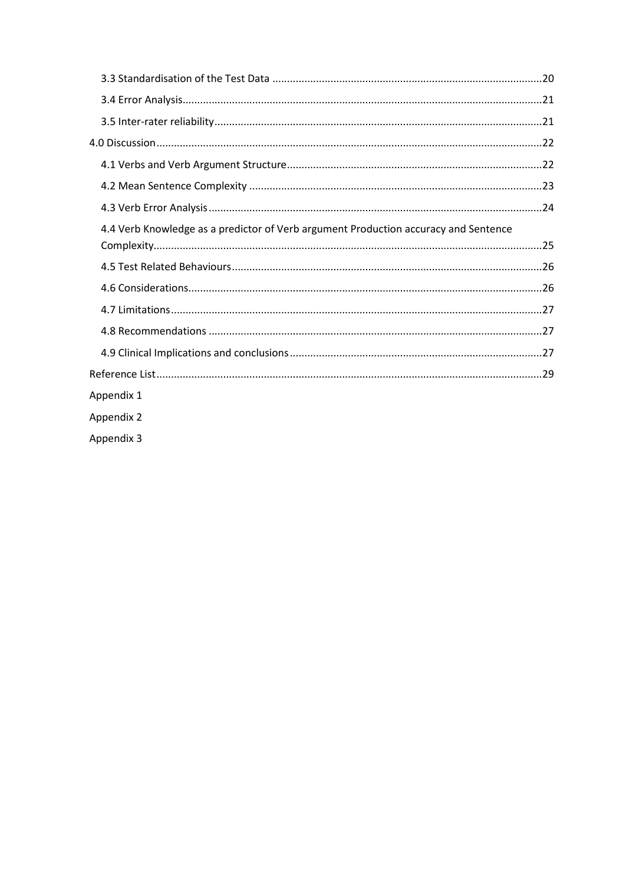3.3 Standardisation of the Test Data ....... 20

3.4 Error Analysis ....... 21

3.5 Inter-rater reliability ....... 21

4.0 Discussion ....... 22

4.1 Verbs and Verb Argument Structure ....... 22

4.2 Mean Sentence Complexity ....... 23

4.3 Verb Error Analysis ....... 24

4.4 Verb Knowledge as a predictor of Verb argument Production accuracy and Sentence Complexity ....... 25

4.5 Test Related Behaviours ....... 26

4.6 Considerations ....... 26

4.7 Limitations ....... 27

4.8 Recommendations ....... 27

4.9 Clinical Implications and conclusions ....... 27

Reference List ....... 29

Appendix 1

Appendix 2

Appendix 3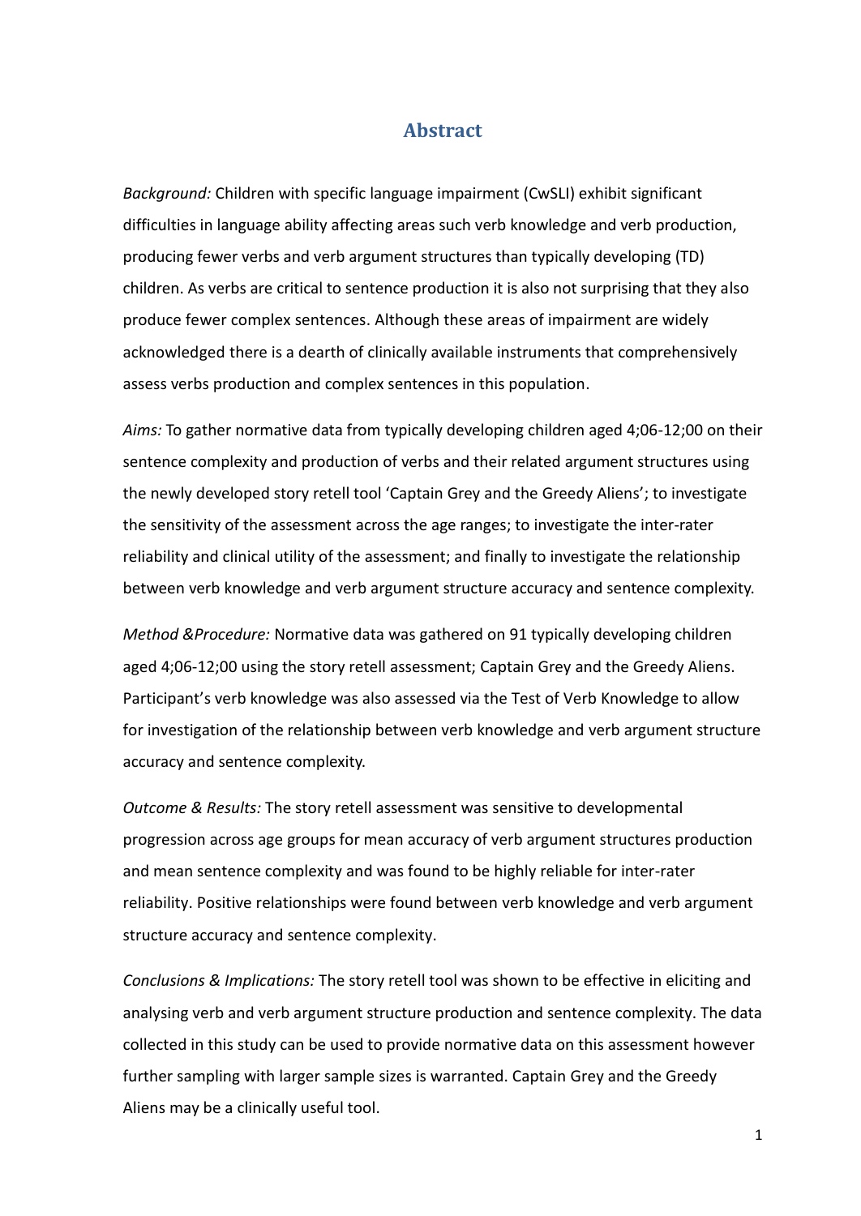# Abstract

*Background:* Children with specific language impairment (CwSLI) exhibit significant difficulties in language ability affecting areas such verb knowledge and verb production, producing fewer verbs and verb argument structures than typically developing (TD) children. As verbs are critical to sentence production it is also not surprising that they also produce fewer complex sentences. Although these areas of impairment are widely acknowledged there is a dearth of clinically available instruments that comprehensively assess verbs production and complex sentences in this population.

*Aims:* To gather normative data from typically developing children aged 4;06-12;00 on their sentence complexity and production of verbs and their related argument structures using the newly developed story retell tool 'Captain Grey and the Greedy Aliens'; to investigate the sensitivity of the assessment across the age ranges; to investigate the inter-rater reliability and clinical utility of the assessment; and finally to investigate the relationship between verb knowledge and verb argument structure accuracy and sentence complexity.

*Method &Procedure:* Normative data was gathered on 91 typically developing children aged 4;06-12;00 using the story retell assessment; Captain Grey and the Greedy Aliens. Participant's verb knowledge was also assessed via the Test of Verb Knowledge to allow for investigation of the relationship between verb knowledge and verb argument structure accuracy and sentence complexity.

*Outcome & Results:* The story retell assessment was sensitive to developmental progression across age groups for mean accuracy of verb argument structures production and mean sentence complexity and was found to be highly reliable for inter-rater reliability. Positive relationships were found between verb knowledge and verb argument structure accuracy and sentence complexity.

*Conclusions & Implications:* The story retell tool was shown to be effective in eliciting and analysing verb and verb argument structure production and sentence complexity. The data collected in this study can be used to provide normative data on this assessment however further sampling with larger sample sizes is warranted. Captain Grey and the Greedy Aliens may be a clinically useful tool.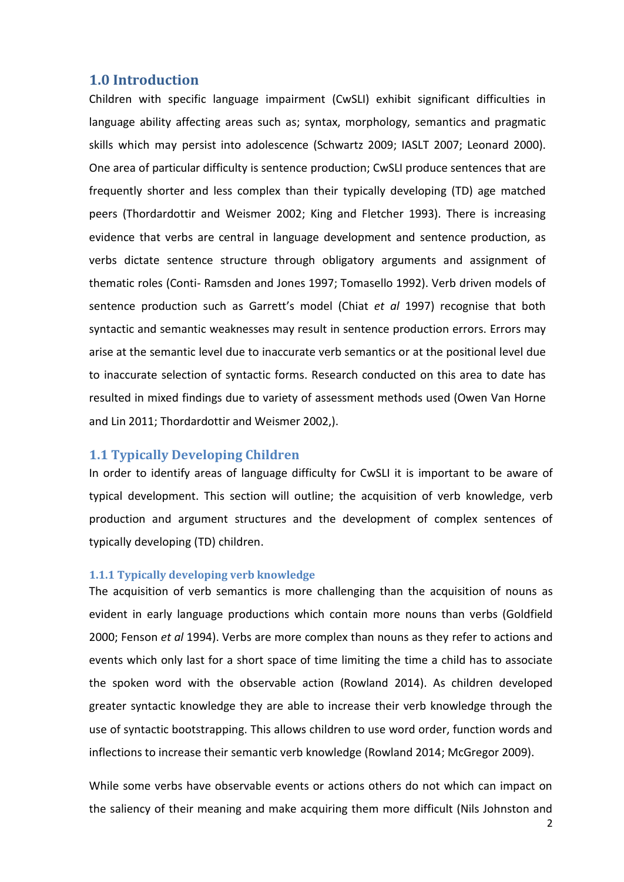# 1.0 Introduction

Children with specific language impairment (CwSLI) exhibit significant difficulties in language ability affecting areas such as; syntax, morphology, semantics and pragmatic skills which may persist into adolescence (Schwartz 2009; IASLT 2007; Leonard 2000). One area of particular difficulty is sentence production; CwSLI produce sentences that are frequently shorter and less complex than their typically developing (TD) age matched peers (Thordardottir and Weismer 2002; King and Fletcher 1993). There is increasing evidence that verbs are central in language development and sentence production, as verbs dictate sentence structure through obligatory arguments and assignment of thematic roles (Conti- Ramsden and Jones 1997; Tomasello 1992). Verb driven models of sentence production such as Garrett's model (Chiat *et al* 1997) recognise that both syntactic and semantic weaknesses may result in sentence production errors. Errors may arise at the semantic level due to inaccurate verb semantics or at the positional level due to inaccurate selection of syntactic forms. Research conducted on this area to date has resulted in mixed findings due to variety of assessment methods used (Owen Van Horne and Lin 2011; Thordardottir and Weismer 2002,).

## 1.1 Typically Developing Children

In order to identify areas of language difficulty for CwSLI it is important to be aware of typical development. This section will outline; the acquisition of verb knowledge, verb production and argument structures and the development of complex sentences of typically developing (TD) children.

### 1.1.1 Typically developing verb knowledge

The acquisition of verb semantics is more challenging than the acquisition of nouns as evident in early language productions which contain more nouns than verbs (Goldfield 2000; Fenson *et al* 1994). Verbs are more complex than nouns as they refer to actions and events which only last for a short space of time limiting the time a child has to associate the spoken word with the observable action (Rowland 2014). As children developed greater syntactic knowledge they are able to increase their verb knowledge through the use of syntactic bootstrapping. This allows children to use word order, function words and inflections to increase their semantic verb knowledge (Rowland 2014; McGregor 2009).

While some verbs have observable events or actions others do not which can impact on the saliency of their meaning and make acquiring them more difficult (Nils Johnston and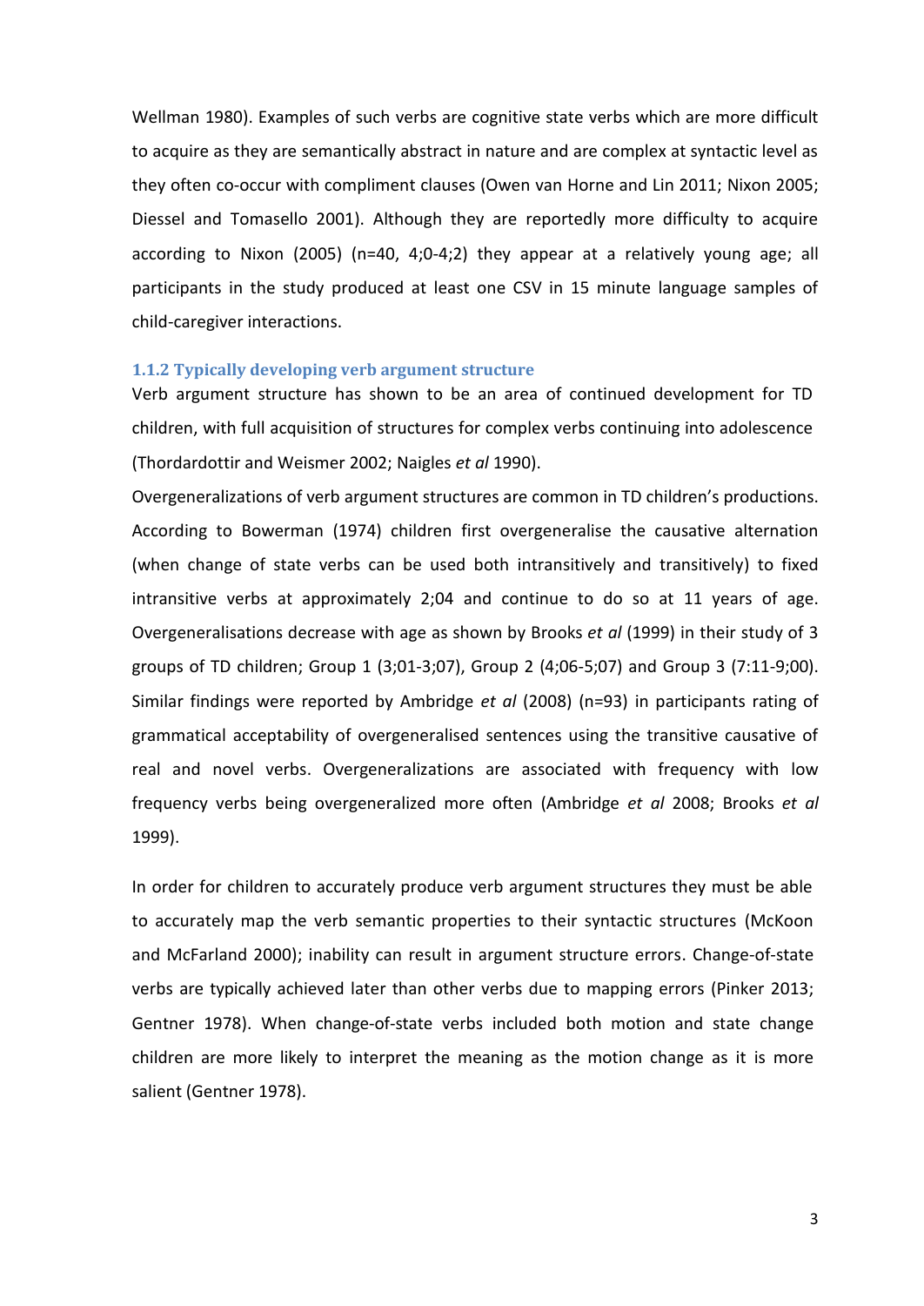Wellman 1980). Examples of such verbs are cognitive state verbs which are more difficult to acquire as they are semantically abstract in nature and are complex at syntactic level as they often co-occur with compliment clauses (Owen van Horne and Lin 2011; Nixon 2005; Diessel and Tomasello 2001). Although they are reportedly more difficulty to acquire according to Nixon (2005) (n=40, 4;0-4;2) they appear at a relatively young age; all participants in the study produced at least one CSV in 15 minute language samples of child-caregiver interactions.

### 1.1.2 Typically developing verb argument structure

Verb argument structure has shown to be an area of continued development for TD children, with full acquisition of structures for complex verbs continuing into adolescence (Thordardottir and Weismer 2002; Naigles *et al* 1990).

Overgeneralizations of verb argument structures are common in TD children's productions. According to Bowerman (1974) children first overgeneralise the causative alternation (when change of state verbs can be used both intransitively and transitively) to fixed intransitive verbs at approximately 2;04 and continue to do so at 11 years of age. Overgeneralisations decrease with age as shown by Brooks *et al* (1999) in their study of 3 groups of TD children; Group 1 (3;01-3;07), Group 2 (4;06-5;07) and Group 3 (7:11-9;00). Similar findings were reported by Ambridge *et al* (2008) (n=93) in participants rating of grammatical acceptability of overgeneralised sentences using the transitive causative of real and novel verbs. Overgeneralizations are associated with frequency with low frequency verbs being overgeneralized more often (Ambridge *et al* 2008; Brooks *et al* 1999).

In order for children to accurately produce verb argument structures they must be able to accurately map the verb semantic properties to their syntactic structures (McKoon and McFarland 2000); inability can result in argument structure errors. Change-of-state verbs are typically achieved later than other verbs due to mapping errors (Pinker 2013; Gentner 1978). When change-of-state verbs included both motion and state change children are more likely to interpret the meaning as the motion change as it is more salient (Gentner 1978).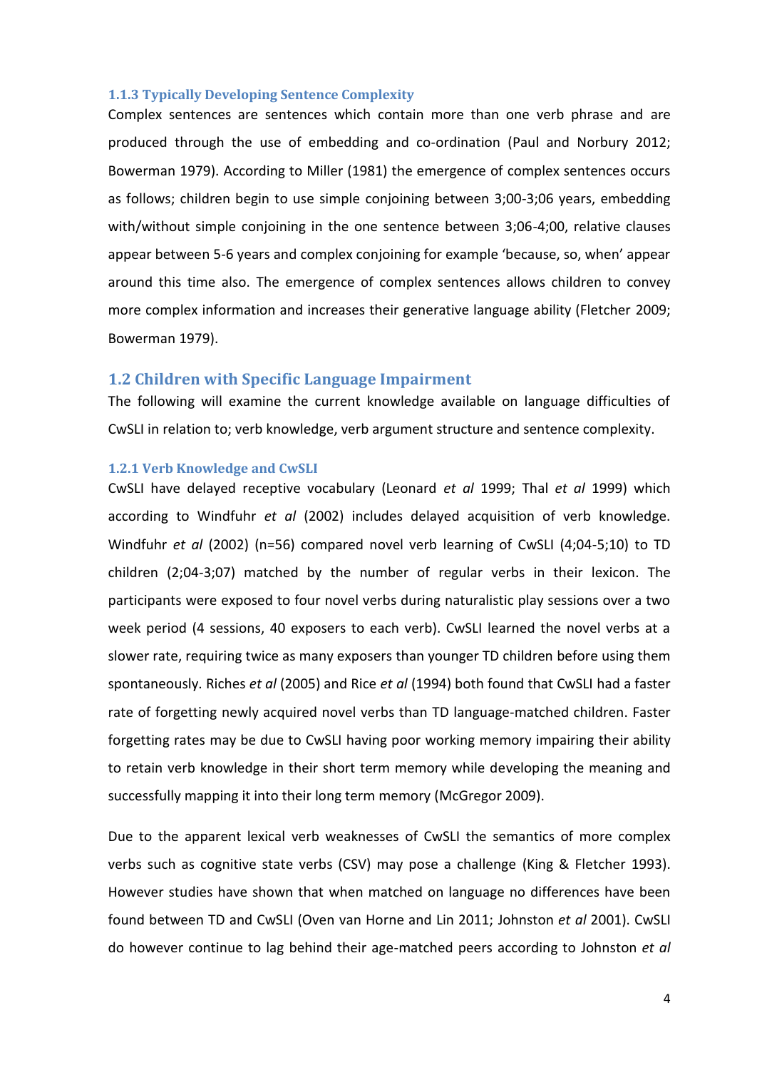### 1.1.3 Typically Developing Sentence Complexity

Complex sentences are sentences which contain more than one verb phrase and are produced through the use of embedding and co-ordination (Paul and Norbury 2012; Bowerman 1979). According to Miller (1981) the emergence of complex sentences occurs as follows; children begin to use simple conjoining between 3;00-3;06 years, embedding with/without simple conjoining in the one sentence between 3;06-4;00, relative clauses appear between 5-6 years and complex conjoining for example 'because, so, when' appear around this time also. The emergence of complex sentences allows children to convey more complex information and increases their generative language ability (Fletcher 2009; Bowerman 1979).

## 1.2 Children with Specific Language Impairment

The following will examine the current knowledge available on language difficulties of CwSLI in relation to; verb knowledge, verb argument structure and sentence complexity.

### 1.2.1 Verb Knowledge and CwSLI

CwSLI have delayed receptive vocabulary (Leonard *et al* 1999; Thal *et al* 1999) which according to Windfuhr *et al* (2002) includes delayed acquisition of verb knowledge. Windfuhr *et al* (2002) (n=56) compared novel verb learning of CwSLI (4;04-5;10) to TD children (2;04-3;07) matched by the number of regular verbs in their lexicon. The participants were exposed to four novel verbs during naturalistic play sessions over a two week period (4 sessions, 40 exposers to each verb). CwSLI learned the novel verbs at a slower rate, requiring twice as many exposers than younger TD children before using them spontaneously. Riches *et al* (2005) and Rice *et al* (1994) both found that CwSLI had a faster rate of forgetting newly acquired novel verbs than TD language-matched children. Faster forgetting rates may be due to CwSLI having poor working memory impairing their ability to retain verb knowledge in their short term memory while developing the meaning and successfully mapping it into their long term memory (McGregor 2009).

Due to the apparent lexical verb weaknesses of CwSLI the semantics of more complex verbs such as cognitive state verbs (CSV) may pose a challenge (King & Fletcher 1993). However studies have shown that when matched on language no differences have been found between TD and CwSLI (Oven van Horne and Lin 2011; Johnston *et al* 2001). CwSLI do however continue to lag behind their age-matched peers according to Johnston *et al*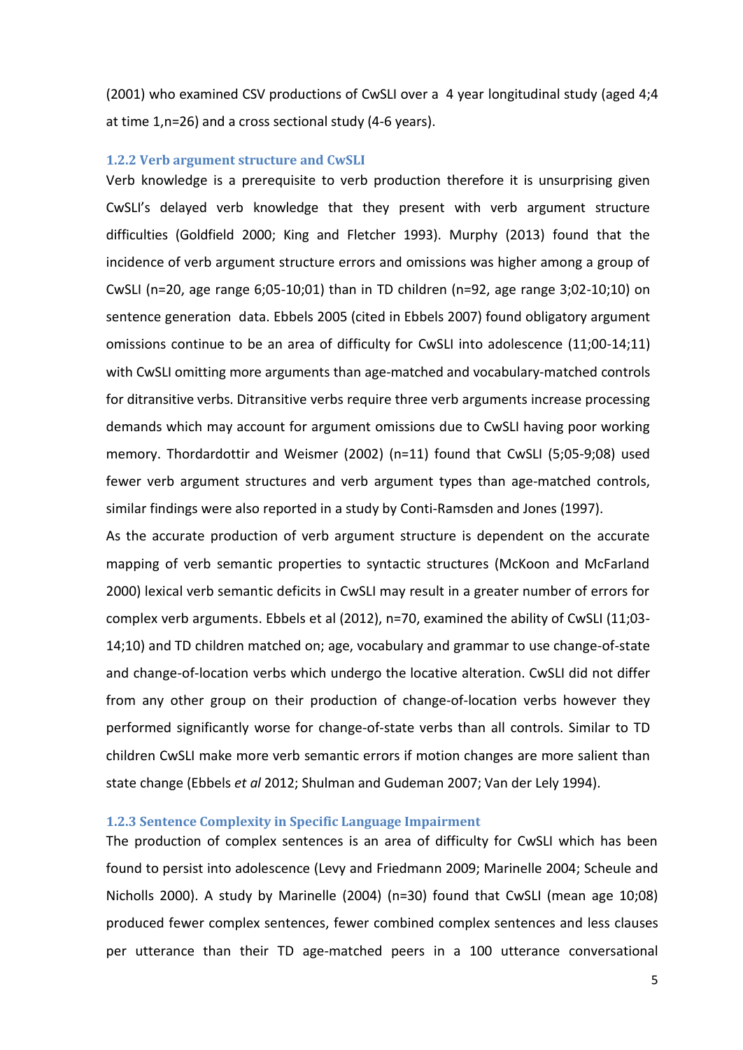(2001) who examined CSV productions of CwSLI over a 4 year longitudinal study (aged 4;4 at time 1,n=26) and a cross sectional study (4-6 years).

### 1.2.2 Verb argument structure and CwSLI

Verb knowledge is a prerequisite to verb production therefore it is unsurprising given CwSLI's delayed verb knowledge that they present with verb argument structure difficulties (Goldfield 2000; King and Fletcher 1993). Murphy (2013) found that the incidence of verb argument structure errors and omissions was higher among a group of CwSLI (n=20, age range 6;05-10;01) than in TD children (n=92, age range 3;02-10;10) on sentence generation data. Ebbels 2005 (cited in Ebbels 2007) found obligatory argument omissions continue to be an area of difficulty for CwSLI into adolescence (11;00-14;11) with CwSLI omitting more arguments than age-matched and vocabulary-matched controls for ditransitive verbs. Ditransitive verbs require three verb arguments increase processing demands which may account for argument omissions due to CwSLI having poor working memory. Thordardottir and Weismer (2002) (n=11) found that CwSLI (5;05-9;08) used fewer verb argument structures and verb argument types than age-matched controls, similar findings were also reported in a study by Conti-Ramsden and Jones (1997).

As the accurate production of verb argument structure is dependent on the accurate mapping of verb semantic properties to syntactic structures (McKoon and McFarland 2000) lexical verb semantic deficits in CwSLI may result in a greater number of errors for complex verb arguments. Ebbels et al (2012), n=70, examined the ability of CwSLI (11;03-14;10) and TD children matched on; age, vocabulary and grammar to use change-of-state and change-of-location verbs which undergo the locative alteration. CwSLI did not differ from any other group on their production of change-of-location verbs however they performed significantly worse for change-of-state verbs than all controls. Similar to TD children CwSLI make more verb semantic errors if motion changes are more salient than state change (Ebbels *et al* 2012; Shulman and Gudeman 2007; Van der Lely 1994).

### 1.2.3 Sentence Complexity in Specific Language Impairment

The production of complex sentences is an area of difficulty for CwSLI which has been found to persist into adolescence (Levy and Friedmann 2009; Marinelle 2004; Scheule and Nicholls 2000). A study by Marinelle (2004) (n=30) found that CwSLI (mean age 10;08) produced fewer complex sentences, fewer combined complex sentences and less clauses per utterance than their TD age-matched peers in a 100 utterance conversational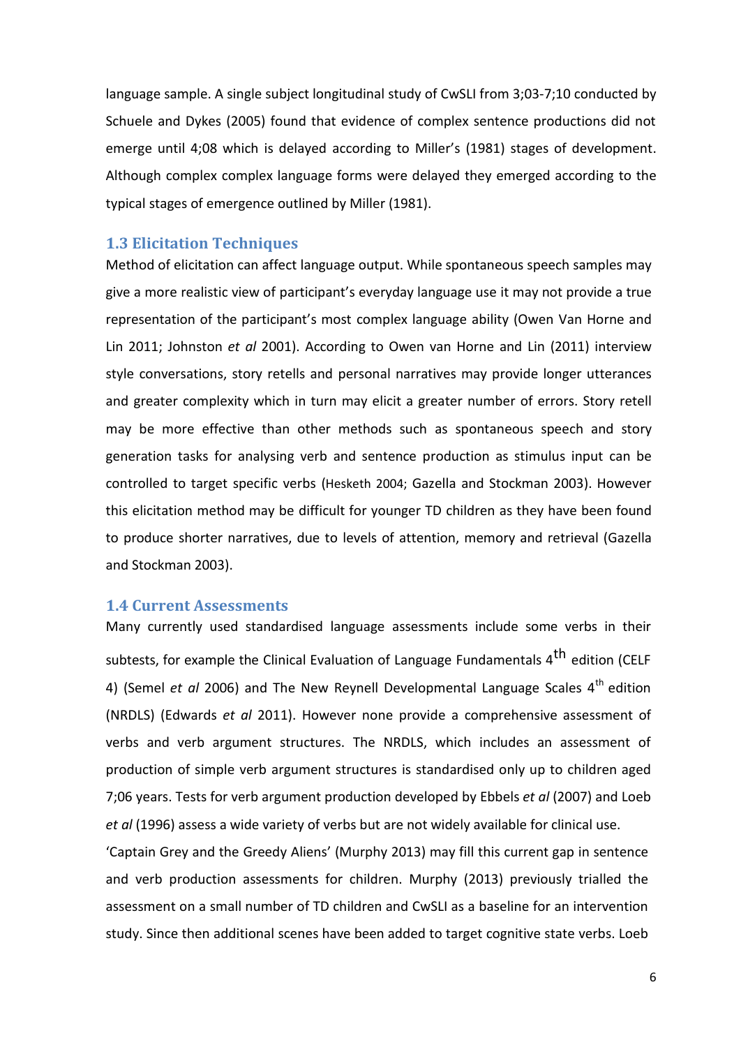language sample. A single subject longitudinal study of CwSLI from 3;03-7;10 conducted by Schuele and Dykes (2005) found that evidence of complex sentence productions did not emerge until 4;08 which is delayed according to Miller's (1981) stages of development. Although complex complex language forms were delayed they emerged according to the typical stages of emergence outlined by Miller (1981).

### 1.3 Elicitation Techniques

Method of elicitation can affect language output. While spontaneous speech samples may give a more realistic view of participant's everyday language use it may not provide a true representation of the participant's most complex language ability (Owen Van Horne and Lin 2011; Johnston *et al* 2001). According to Owen van Horne and Lin (2011) interview style conversations, story retells and personal narratives may provide longer utterances and greater complexity which in turn may elicit a greater number of errors. Story retell may be more effective than other methods such as spontaneous speech and story generation tasks for analysing verb and sentence production as stimulus input can be controlled to target specific verbs (Hesketh 2004; Gazella and Stockman 2003). However this elicitation method may be difficult for younger TD children as they have been found to produce shorter narratives, due to levels of attention, memory and retrieval (Gazella and Stockman 2003).

### 1.4 Current Assessments

Many currently used standardised language assessments include some verbs in their subtests, for example the Clinical Evaluation of Language Fundamentals 4th edition (CELF 4) (Semel *et al* 2006) and The New Reynell Developmental Language Scales 4th edition (NRDLS) (Edwards *et al* 2011). However none provide a comprehensive assessment of verbs and verb argument structures. The NRDLS, which includes an assessment of production of simple verb argument structures is standardised only up to children aged 7;06 years. Tests for verb argument production developed by Ebbels *et al* (2007) and Loeb *et al* (1996) assess a wide variety of verbs but are not widely available for clinical use.

'Captain Grey and the Greedy Aliens' (Murphy 2013) may fill this current gap in sentence and verb production assessments for children. Murphy (2013) previously trialled the assessment on a small number of TD children and CwSLI as a baseline for an intervention study. Since then additional scenes have been added to target cognitive state verbs. Loeb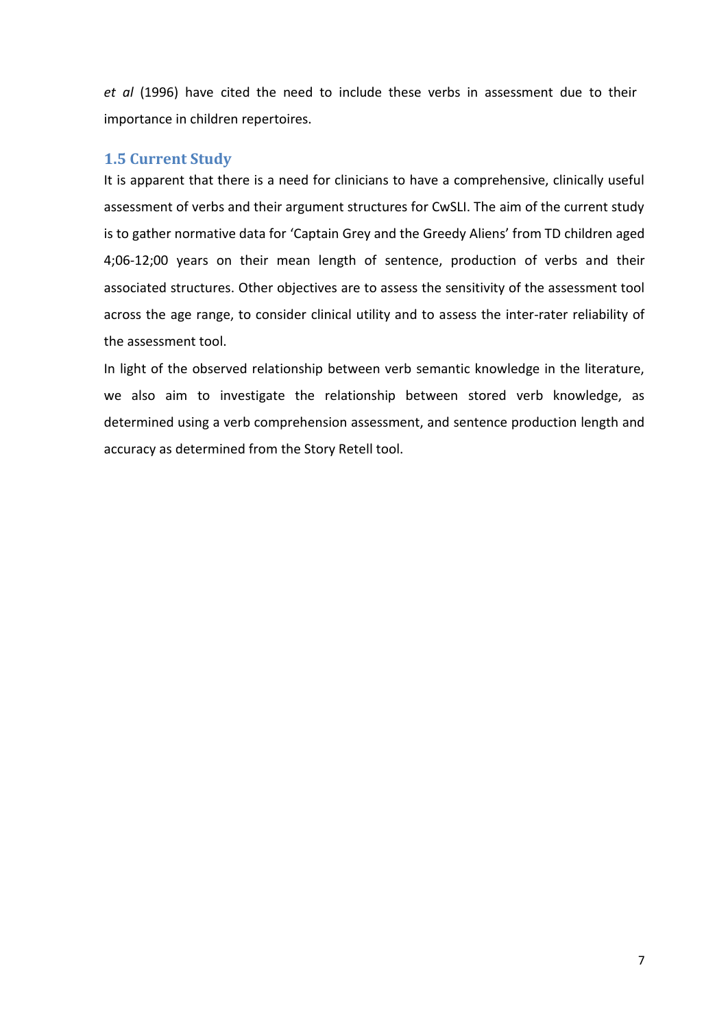*et al* (1996) have cited the need to include these verbs in assessment due to their importance in children repertoires.

## 1.5 Current Study

It is apparent that there is a need for clinicians to have a comprehensive, clinically useful assessment of verbs and their argument structures for CwSLI. The aim of the current study is to gather normative data for 'Captain Grey and the Greedy Aliens' from TD children aged 4;06-12;00 years on their mean length of sentence, production of verbs and their associated structures. Other objectives are to assess the sensitivity of the assessment tool across the age range, to consider clinical utility and to assess the inter-rater reliability of the assessment tool.

In light of the observed relationship between verb semantic knowledge in the literature, we also aim to investigate the relationship between stored verb knowledge, as determined using a verb comprehension assessment, and sentence production length and accuracy as determined from the Story Retell tool.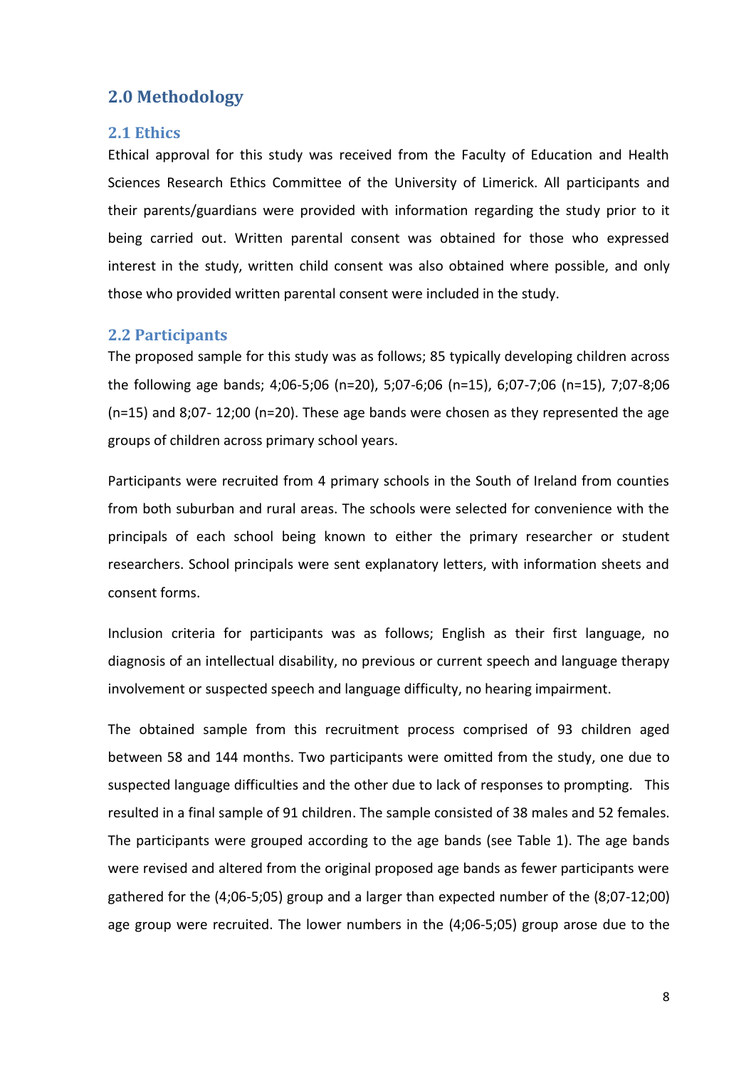## 2.0 Methodology

### 2.1 Ethics

Ethical approval for this study was received from the Faculty of Education and Health Sciences Research Ethics Committee of the University of Limerick. All participants and their parents/guardians were provided with information regarding the study prior to it being carried out. Written parental consent was obtained for those who expressed interest in the study, written child consent was also obtained where possible, and only those who provided written parental consent were included in the study.

### 2.2 Participants

The proposed sample for this study was as follows; 85 typically developing children across the following age bands; 4;06-5;06 (n=20), 5;07-6;06 (n=15), 6;07-7;06 (n=15), 7;07-8;06 (n=15) and 8;07- 12;00 (n=20). These age bands were chosen as they represented the age groups of children across primary school years.

Participants were recruited from 4 primary schools in the South of Ireland from counties from both suburban and rural areas. The schools were selected for convenience with the principals of each school being known to either the primary researcher or student researchers. School principals were sent explanatory letters, with information sheets and consent forms.

Inclusion criteria for participants was as follows; English as their first language, no diagnosis of an intellectual disability, no previous or current speech and language therapy involvement or suspected speech and language difficulty, no hearing impairment.

The obtained sample from this recruitment process comprised of 93 children aged between 58 and 144 months. Two participants were omitted from the study, one due to suspected language difficulties and the other due to lack of responses to prompting. This resulted in a final sample of 91 children. The sample consisted of 38 males and 52 females. The participants were grouped according to the age bands (see Table 1). The age bands were revised and altered from the original proposed age bands as fewer participants were gathered for the (4;06-5;05) group and a larger than expected number of the (8;07-12;00) age group were recruited. The lower numbers in the (4;06-5;05) group arose due to the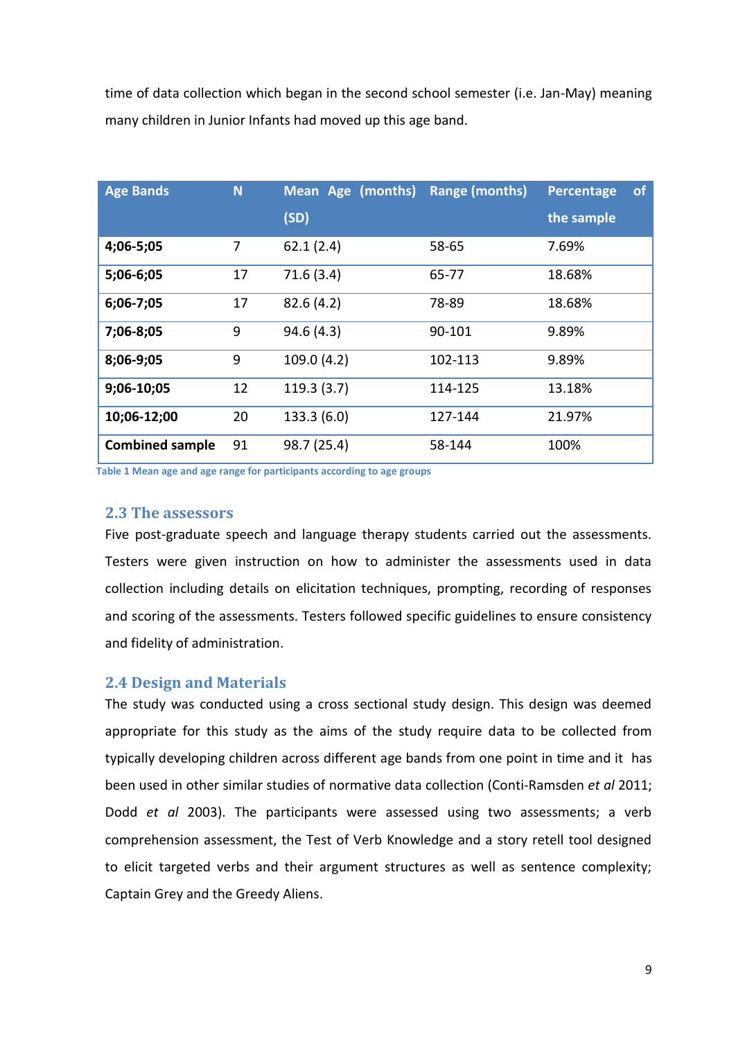time of data collection which began in the second school semester (i.e. Jan-May) meaning many children in Junior Infants had moved up this age band.

| Age Bands | N | Mean Age (months) (SD) | Range (months) | Percentage of the sample |
|---|---|---|---|---|
| **4;06-5;05** | 7 | 62.1 (2.4) | 58-65 | 7.69% |
| **5;06-6;05** | 17 | 71.6 (3.4) | 65-77 | 18.68% |
| **6;06-7;05** | 17 | 82.6 (4.2) | 78-89 | 18.68% |
| **7;06-8;05** | 9 | 94.6 (4.3) | 90-101 | 9.89% |
| **8;06-9;05** | 9 | 109.0 (4.2) | 102-113 | 9.89% |
| **9;06-10;05** | 12 | 119.3 (3.7) | 114-125 | 13.18% |
| **10;06-12;00** | 20 | 133.3 (6.0) | 127-144 | 21.97% |
| **Combined sample** | 91 | 98.7 (25.4) | 58-144 | 100% |

Table 1 Mean age and age range for participants according to age groups

## 2.3 The assessors

Five post-graduate speech and language therapy students carried out the assessments. Testers were given instruction on how to administer the assessments used in data collection including details on elicitation techniques, prompting, recording of responses and scoring of the assessments. Testers followed specific guidelines to ensure consistency and fidelity of administration.

## 2.4 Design and Materials

The study was conducted using a cross sectional study design. This design was deemed appropriate for this study as the aims of the study require data to be collected from typically developing children across different age bands from one point in time and it has been used in other similar studies of normative data collection (Conti-Ramsden *et al* 2011; Dodd *et al* 2003). The participants were assessed using two assessments; a verb comprehension assessment, the Test of Verb Knowledge and a story retell tool designed to elicit targeted verbs and their argument structures as well as sentence complexity; Captain Grey and the Greedy Aliens.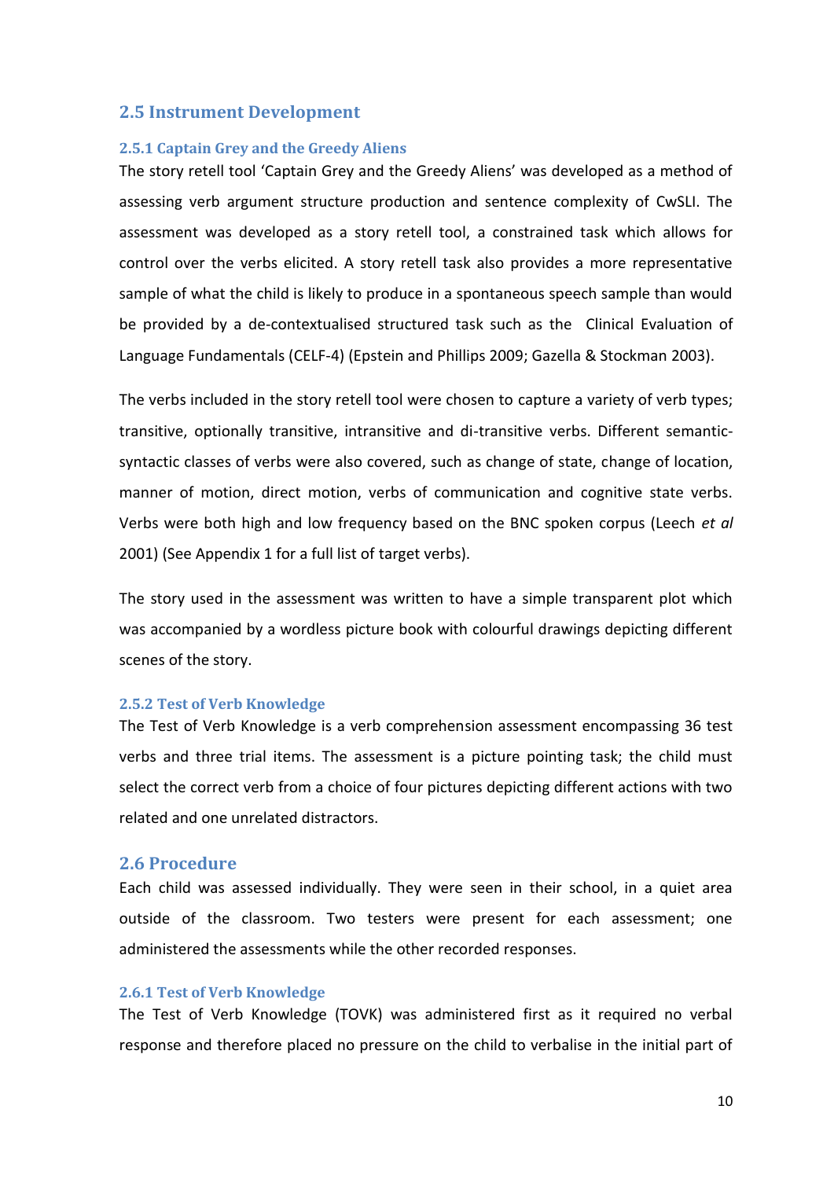## 2.5 Instrument Development

### 2.5.1 Captain Grey and the Greedy Aliens

The story retell tool 'Captain Grey and the Greedy Aliens' was developed as a method of assessing verb argument structure production and sentence complexity of CwSLI. The assessment was developed as a story retell tool, a constrained task which allows for control over the verbs elicited. A story retell task also provides a more representative sample of what the child is likely to produce in a spontaneous speech sample than would be provided by a de-contextualised structured task such as the Clinical Evaluation of Language Fundamentals (CELF-4) (Epstein and Phillips 2009; Gazella & Stockman 2003).

The verbs included in the story retell tool were chosen to capture a variety of verb types; transitive, optionally transitive, intransitive and di-transitive verbs. Different semantic-syntactic classes of verbs were also covered, such as change of state, change of location, manner of motion, direct motion, verbs of communication and cognitive state verbs. Verbs were both high and low frequency based on the BNC spoken corpus (Leech *et al* 2001) (See Appendix 1 for a full list of target verbs).

The story used in the assessment was written to have a simple transparent plot which was accompanied by a wordless picture book with colourful drawings depicting different scenes of the story.

### 2.5.2 Test of Verb Knowledge

The Test of Verb Knowledge is a verb comprehension assessment encompassing 36 test verbs and three trial items. The assessment is a picture pointing task; the child must select the correct verb from a choice of four pictures depicting different actions with two related and one unrelated distractors.

## 2.6 Procedure

Each child was assessed individually. They were seen in their school, in a quiet area outside of the classroom. Two testers were present for each assessment; one administered the assessments while the other recorded responses.

### 2.6.1 Test of Verb Knowledge

The Test of Verb Knowledge (TOVK) was administered first as it required no verbal response and therefore placed no pressure on the child to verbalise in the initial part of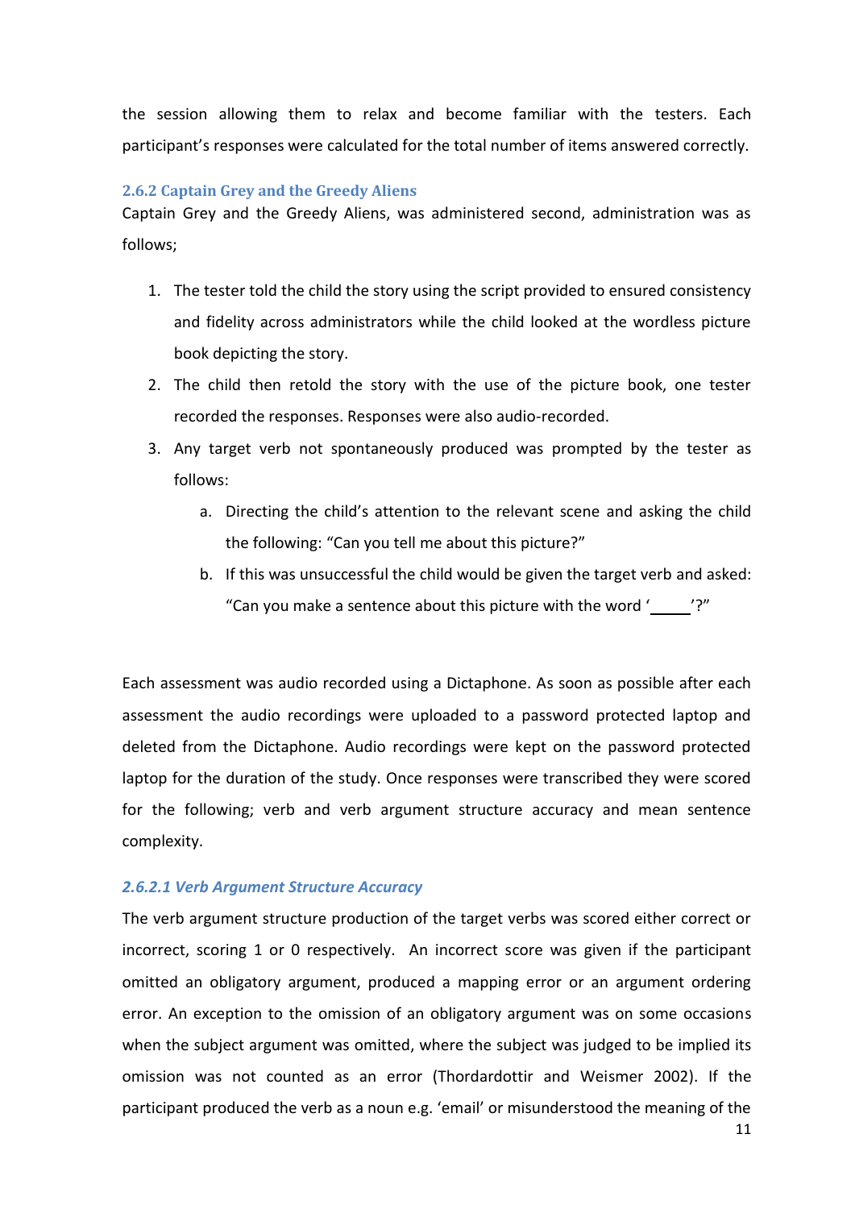the session allowing them to relax and become familiar with the testers. Each participant's responses were calculated for the total number of items answered correctly.

### 2.6.2 Captain Grey and the Greedy Aliens

Captain Grey and the Greedy Aliens, was administered second, administration was as follows;

1. The tester told the child the story using the script provided to ensured consistency and fidelity across administrators while the child looked at the wordless picture book depicting the story.
2. The child then retold the story with the use of the picture book, one tester recorded the responses. Responses were also audio-recorded.
3. Any target verb not spontaneously produced was prompted by the tester as follows:
   a. Directing the child's attention to the relevant scene and asking the child the following: "Can you tell me about this picture?"
   b. If this was unsuccessful the child would be given the target verb and asked: "Can you make a sentence about this picture with the word '_____'?"

Each assessment was audio recorded using a Dictaphone. As soon as possible after each assessment the audio recordings were uploaded to a password protected laptop and deleted from the Dictaphone. Audio recordings were kept on the password protected laptop for the duration of the study. Once responses were transcribed they were scored for the following; verb and verb argument structure accuracy and mean sentence complexity.

#### *2.6.2.1 Verb Argument Structure Accuracy*

The verb argument structure production of the target verbs was scored either correct or incorrect, scoring 1 or 0 respectively. An incorrect score was given if the participant omitted an obligatory argument, produced a mapping error or an argument ordering error. An exception to the omission of an obligatory argument was on some occasions when the subject argument was omitted, where the subject was judged to be implied its omission was not counted as an error (Thordardottir and Weismer 2002). If the participant produced the verb as a noun e.g. 'email' or misunderstood the meaning of the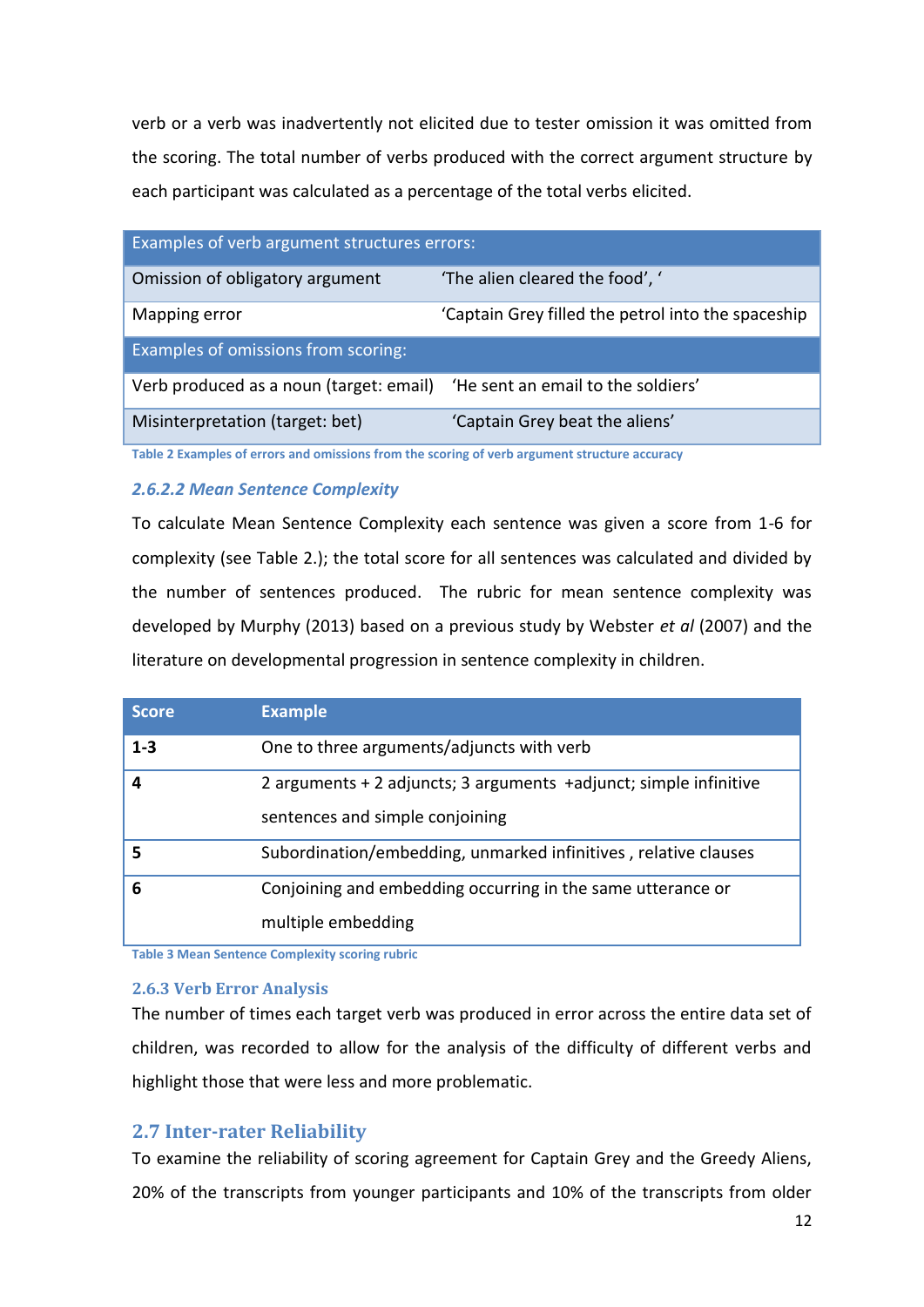verb or a verb was inadvertently not elicited due to tester omission it was omitted from the scoring. The total number of verbs produced with the correct argument structure by each participant was calculated as a percentage of the total verbs elicited.

| Examples of verb argument structures errors: | |
|---|---|
| Omission of obligatory argument | 'The alien cleared the food', ' |
| Mapping error | 'Captain Grey filled the petrol into the spaceship |
| **Examples of omissions from scoring:** | |
| Verb produced as a noun (target: email) | 'He sent an email to the soldiers' |
| Misinterpretation (target: bet) | 'Captain Grey beat the aliens' |

Table 2 Examples of errors and omissions from the scoring of verb argument structure accuracy

#### *2.6.2.2 Mean Sentence Complexity*

To calculate Mean Sentence Complexity each sentence was given a score from 1-6 for complexity (see Table 2.); the total score for all sentences was calculated and divided by the number of sentences produced. The rubric for mean sentence complexity was developed by Murphy (2013) based on a previous study by Webster *et al* (2007) and the literature on developmental progression in sentence complexity in children.

| Score | Example |
|---|---|
| **1-3** | One to three arguments/adjuncts with verb |
| **4** | 2 arguments + 2 adjuncts; 3 arguments +adjunct; simple infinitive sentences and simple conjoining |
| **5** | Subordination/embedding, unmarked infinitives , relative clauses |
| **6** | Conjoining and embedding occurring in the same utterance or multiple embedding |

Table 3 Mean Sentence Complexity scoring rubric

### 2.6.3 Verb Error Analysis

The number of times each target verb was produced in error across the entire data set of children, was recorded to allow for the analysis of the difficulty of different verbs and highlight those that were less and more problematic.

## 2.7 Inter-rater Reliability

To examine the reliability of scoring agreement for Captain Grey and the Greedy Aliens, 20% of the transcripts from younger participants and 10% of the transcripts from older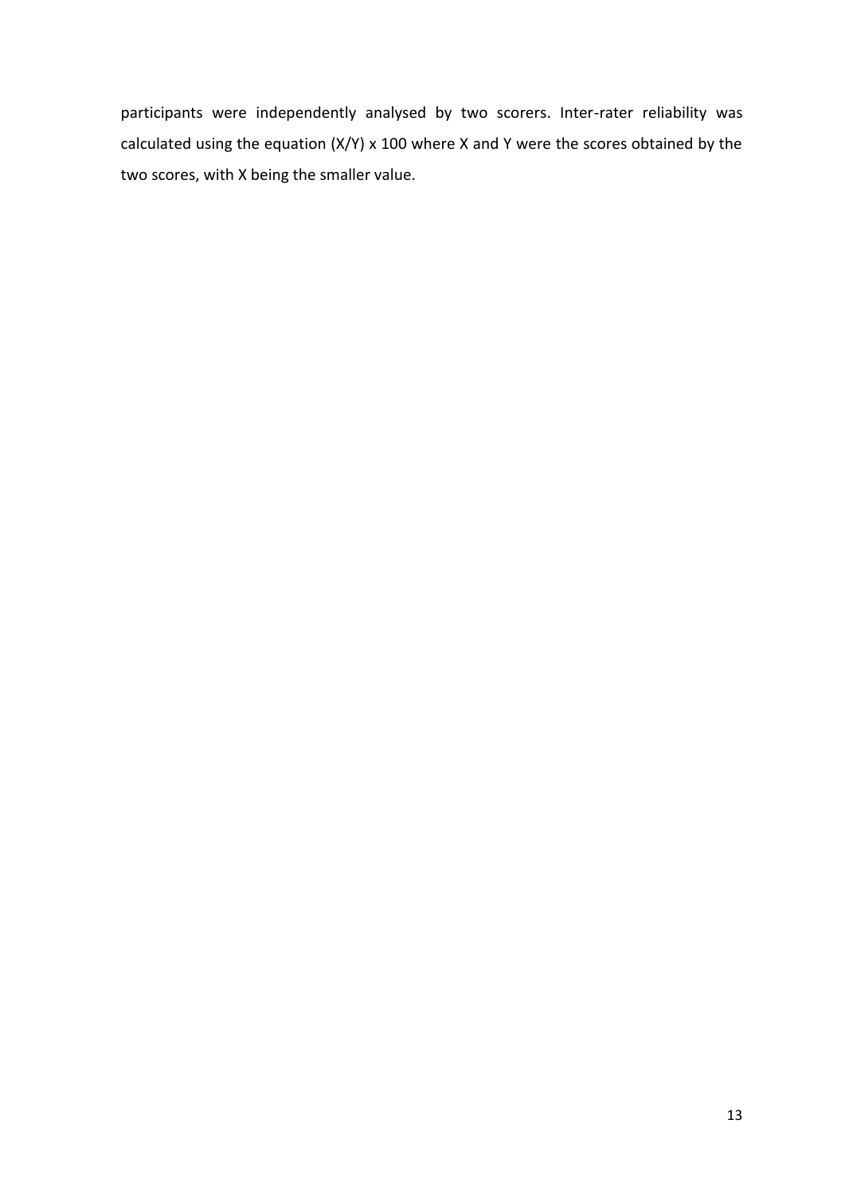participants were independently analysed by two scorers. Inter-rater reliability was calculated using the equation $(X/Y) \times 100$ where $X$ and $Y$ were the scores obtained by the two scores, with $X$ being the smaller value.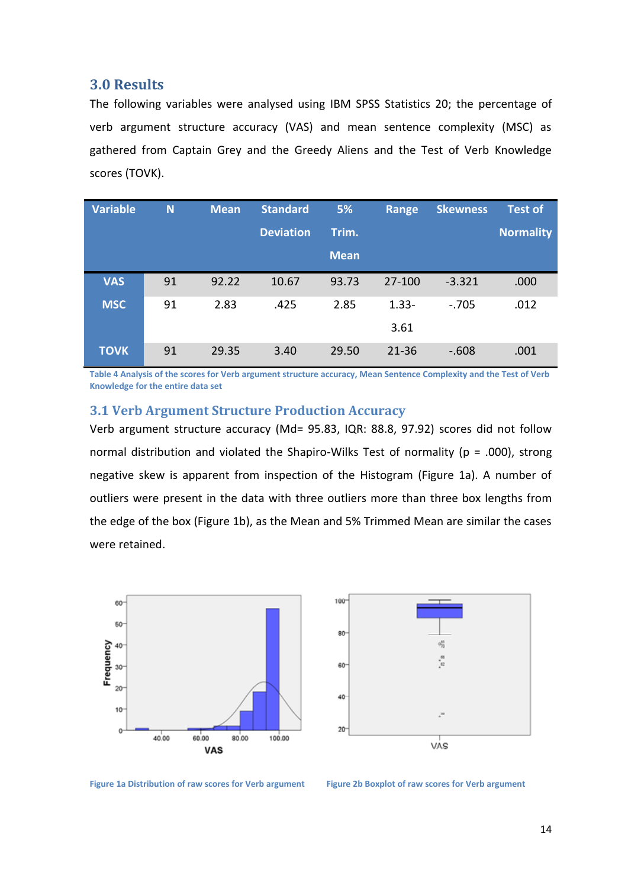## 3.0 Results

The following variables were analysed using IBM SPSS Statistics 20; the percentage of verb argument structure accuracy (VAS) and mean sentence complexity (MSC) as gathered from Captain Grey and the Greedy Aliens and the Test of Verb Knowledge scores (TOVK).

| Variable | N | Mean | Standard Deviation | 5% Trim. Mean | Range | Skewness | Test of Normality |
|---|---|---|---|---|---|---|---|
| VAS | 91 | 92.22 | 10.67 | 93.73 | 27-100 | -3.321 | .000 |
| MSC | 91 | 2.83 | .425 | 2.85 | 1.33-3.61 | -.705 | .012 |
| TOVK | 91 | 29.35 | 3.40 | 29.50 | 21-36 | -.608 | .001 |

Table 4 Analysis of the scores for Verb argument structure accuracy, Mean Sentence Complexity and the Test of Verb Knowledge for the entire data set

### 3.1 Verb Argument Structure Production Accuracy

Verb argument structure accuracy (Md= 95.83, IQR: 88.8, 97.92) scores did not follow normal distribution and violated the Shapiro-Wilks Test of normality (p = .000), strong negative skew is apparent from inspection of the Histogram (Figure 1a). A number of outliers were present in the data with three outliers more than three box lengths from the edge of the box (Figure 1b), as the Mean and 5% Trimmed Mean are similar the cases were retained.

Figure 1a Distribution of raw scores for Verb argument

Figure 2b Boxplot of raw scores for Verb argument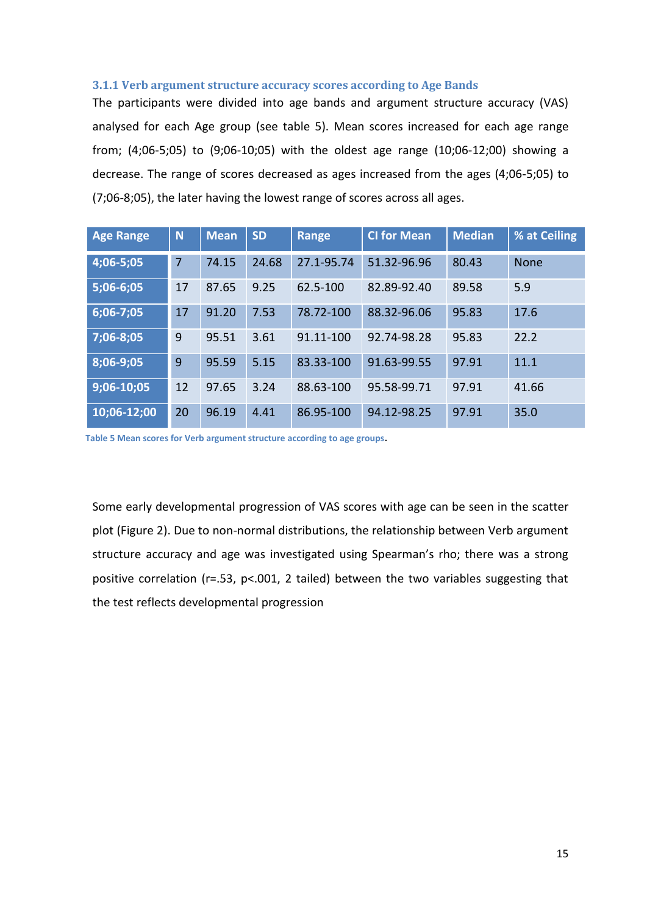### 3.1.1 Verb argument structure accuracy scores according to Age Bands

The participants were divided into age bands and argument structure accuracy (VAS) analysed for each Age group (see table 5). Mean scores increased for each age range from; (4;06-5;05) to (9;06-10;05) with the oldest age range (10;06-12;00) showing a decrease. The range of scores decreased as ages increased from the ages (4;06-5;05) to (7;06-8;05), the later having the lowest range of scores across all ages.

| Age Range | N | Mean | SD | Range | CI for Mean | Median | % at Ceiling |
|---|---|---|---|---|---|---|---|
| 4;06-5;05 | 7 | 74.15 | 24.68 | 27.1-95.74 | 51.32-96.96 | 80.43 | None |
| 5;06-6;05 | 17 | 87.65 | 9.25 | 62.5-100 | 82.89-92.40 | 89.58 | 5.9 |
| 6;06-7;05 | 17 | 91.20 | 7.53 | 78.72-100 | 88.32-96.06 | 95.83 | 17.6 |
| 7;06-8;05 | 9 | 95.51 | 3.61 | 91.11-100 | 92.74-98.28 | 95.83 | 22.2 |
| 8;06-9;05 | 9 | 95.59 | 5.15 | 83.33-100 | 91.63-99.55 | 97.91 | 11.1 |
| 9;06-10;05 | 12 | 97.65 | 3.24 | 88.63-100 | 95.58-99.71 | 97.91 | 41.66 |
| 10;06-12;00 | 20 | 96.19 | 4.41 | 86.95-100 | 94.12-98.25 | 97.91 | 35.0 |

Table 5 Mean scores for Verb argument structure according to age groups.

Some early developmental progression of VAS scores with age can be seen in the scatter plot (Figure 2). Due to non-normal distributions, the relationship between Verb argument structure accuracy and age was investigated using Spearman's rho; there was a strong positive correlation ($r=.53$, $p<.001$, 2 tailed) between the two variables suggesting that the test reflects developmental progression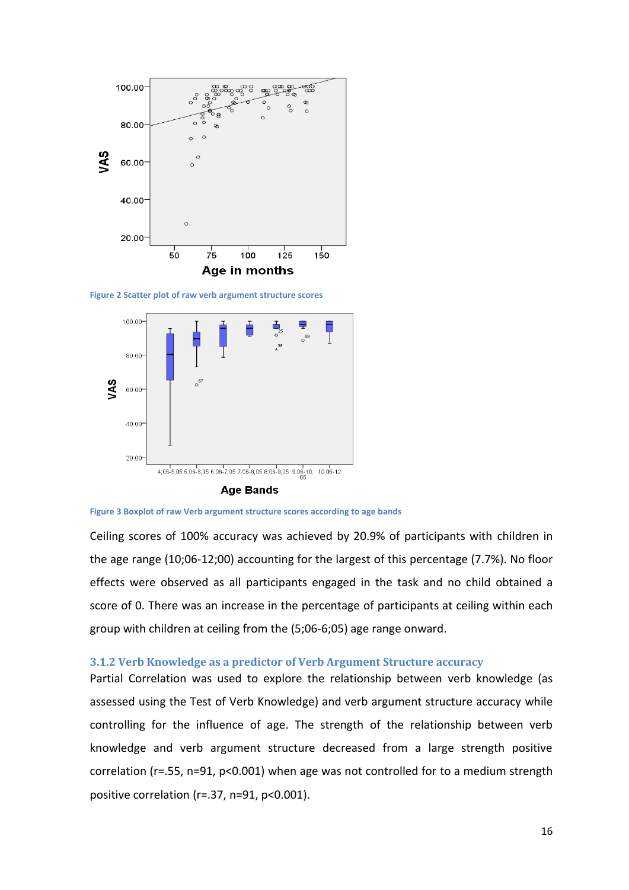Figure 2 Scatter plot of raw verb argument structure scores

Figure 3 Boxplot of raw Verb argument structure scores according to age bands

Ceiling scores of 100% accuracy was achieved by 20.9% of participants with children in the age range (10;06-12;00) accounting for the largest of this percentage (7.7%). No floor effects were observed as all participants engaged in the task and no child obtained a score of 0. There was an increase in the percentage of participants at ceiling within each group with children at ceiling from the (5;06-6;05) age range onward.

### 3.1.2 Verb Knowledge as a predictor of Verb Argument Structure accuracy

Partial Correlation was used to explore the relationship between verb knowledge (as assessed using the Test of Verb Knowledge) and verb argument structure accuracy while controlling for the influence of age. The strength of the relationship between verb knowledge and verb argument structure decreased from a large strength positive correlation ($r=.55$, $n=91$, $p<0.001$) when age was not controlled for to a medium strength positive correlation ($r=.37$, $n=91$, $p<0.001$).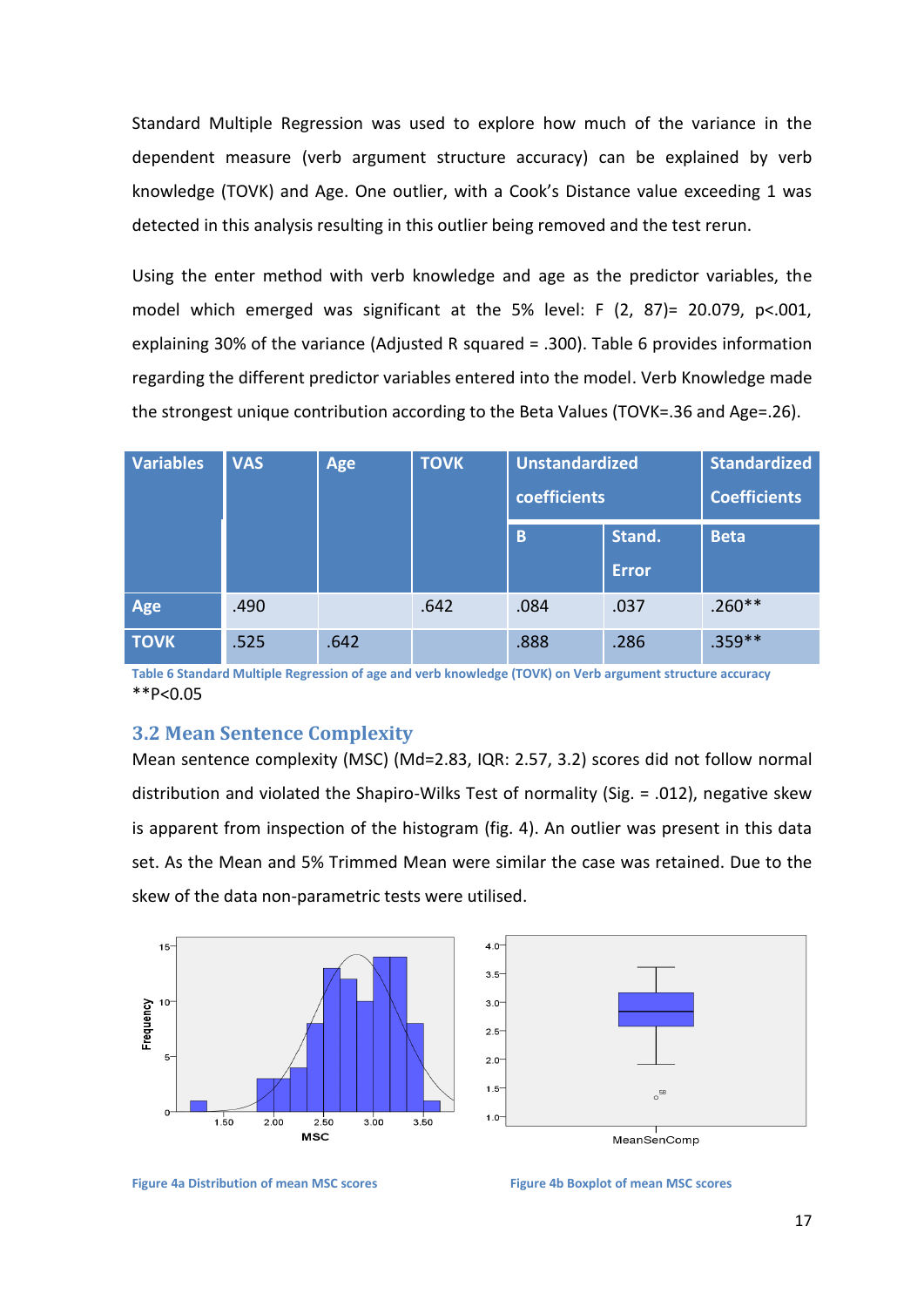Standard Multiple Regression was used to explore how much of the variance in the dependent measure (verb argument structure accuracy) can be explained by verb knowledge (TOVK) and Age. One outlier, with a Cook's Distance value exceeding 1 was detected in this analysis resulting in this outlier being removed and the test rerun.

Using the enter method with verb knowledge and age as the predictor variables, the model which emerged was significant at the 5% level: F (2, 87)= 20.079, p<.001, explaining 30% of the variance (Adjusted R squared = .300). Table 6 provides information regarding the different predictor variables entered into the model. Verb Knowledge made the strongest unique contribution according to the Beta Values (TOVK=.36 and Age=.26).

| Variables | VAS | Age | TOVK | Unstandardized coefficients | | Standardized Coefficients |
|---|---|---|---|---|---|---|
| | | | | B | Stand. Error | Beta |
| Age | .490 | | .642 | .084 | .037 | .260** |
| TOVK | .525 | .642 | | .888 | .286 | .359** |

Table 6 Standard Multiple Regression of age and verb knowledge (TOVK) on Verb argument structure accuracy

**P<0.05

## 3.2 Mean Sentence Complexity

Mean sentence complexity (MSC) (Md=2.83, IQR: 2.57, 3.2) scores did not follow normal distribution and violated the Shapiro-Wilks Test of normality (Sig. = .012), negative skew is apparent from inspection of the histogram (fig. 4). An outlier was present in this data set. As the Mean and 5% Trimmed Mean were similar the case was retained. Due to the skew of the data non-parametric tests were utilised.

Figure 4a Distribution of mean MSC scores

Figure 4b Boxplot of mean MSC scores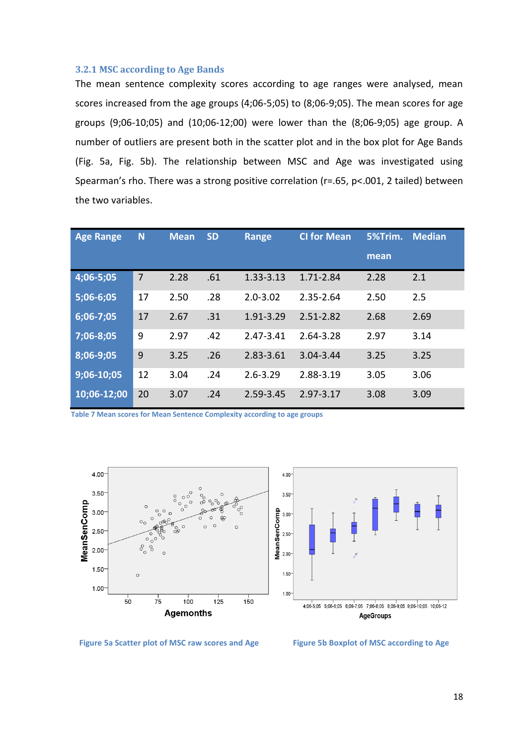### 3.2.1 MSC according to Age Bands

The mean sentence complexity scores according to age ranges were analysed, mean scores increased from the age groups (4;06-5;05) to (8;06-9;05). The mean scores for age groups (9;06-10;05) and (10;06-12;00) were lower than the (8;06-9;05) age group. A number of outliers are present both in the scatter plot and in the box plot for Age Bands (Fig. 5a, Fig. 5b). The relationship between MSC and Age was investigated using Spearman's rho. There was a strong positive correlation (r=.65, p<.001, 2 tailed) between the two variables.

| Age Range | N | Mean | SD | Range | CI for Mean | 5%Trim. mean | Median |
|---|---|---|---|---|---|---|---|
| 4;06-5;05 | 7 | 2.28 | .61 | 1.33-3.13 | 1.71-2.84 | 2.28 | 2.1 |
| 5;06-6;05 | 17 | 2.50 | .28 | 2.0-3.02 | 2.35-2.64 | 2.50 | 2.5 |
| 6;06-7;05 | 17 | 2.67 | .31 | 1.91-3.29 | 2.51-2.82 | 2.68 | 2.69 |
| 7;06-8;05 | 9 | 2.97 | .42 | 2.47-3.41 | 2.64-3.28 | 2.97 | 3.14 |
| 8;06-9;05 | 9 | 3.25 | .26 | 2.83-3.61 | 3.04-3.44 | 3.25 | 3.25 |
| 9;06-10;05 | 12 | 3.04 | .24 | 2.6-3.29 | 2.88-3.19 | 3.05 | 3.06 |
| 10;06-12;00 | 20 | 3.07 | .24 | 2.59-3.45 | 2.97-3.17 | 3.08 | 3.09 |

Table 7 Mean scores for Mean Sentence Complexity according to age groups

Figure 5a Scatter plot of MSC raw scores and Age

Figure 5b Boxplot of MSC according to Age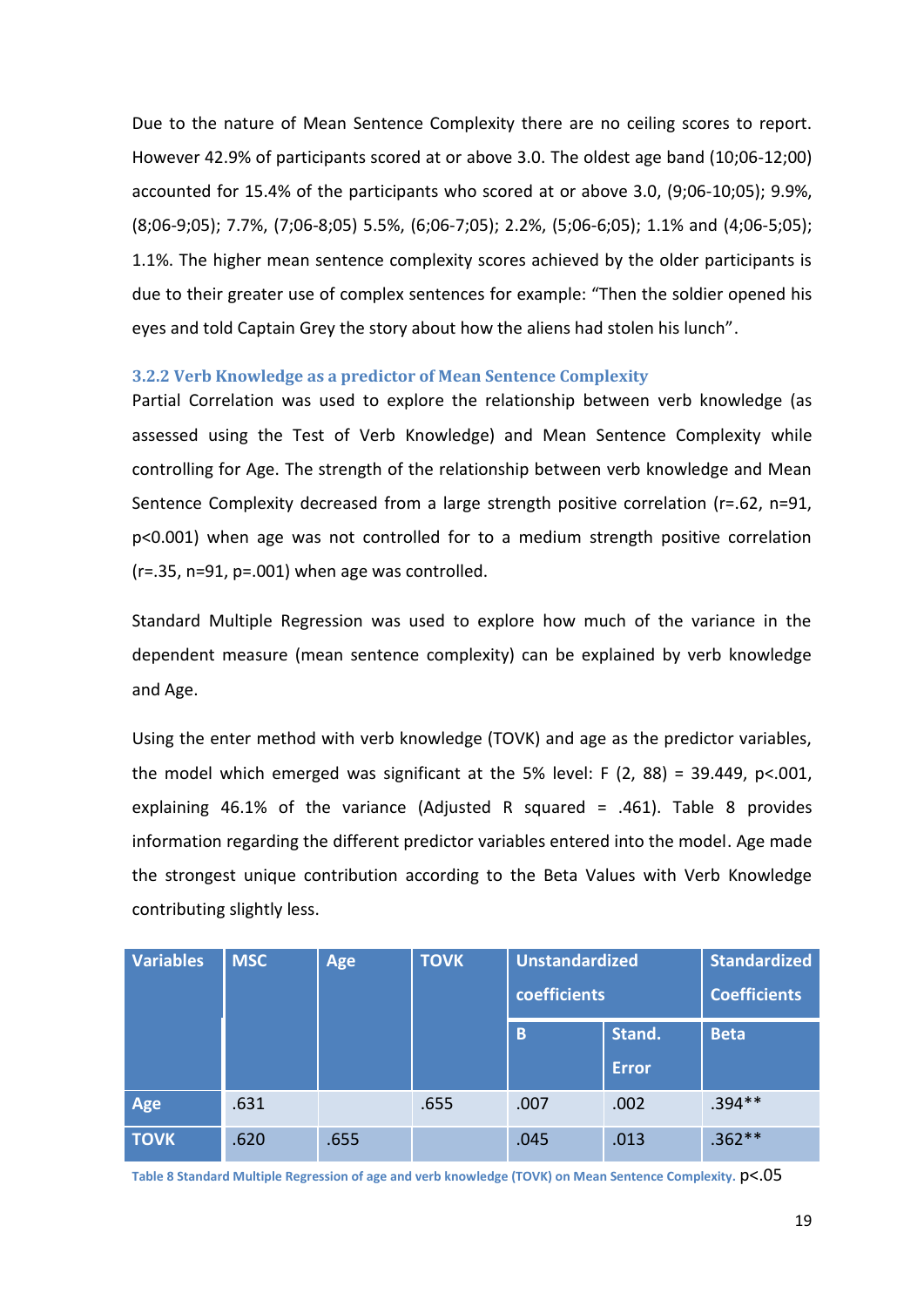Due to the nature of Mean Sentence Complexity there are no ceiling scores to report. However 42.9% of participants scored at or above 3.0. The oldest age band (10;06-12;00) accounted for 15.4% of the participants who scored at or above 3.0, (9;06-10;05); 9.9%, (8;06-9;05); 7.7%, (7;06-8;05) 5.5%, (6;06-7;05); 2.2%, (5;06-6;05); 1.1% and (4;06-5;05); 1.1%. The higher mean sentence complexity scores achieved by the older participants is due to their greater use of complex sentences for example: "Then the soldier opened his eyes and told Captain Grey the story about how the aliens had stolen his lunch".

### 3.2.2 Verb Knowledge as a predictor of Mean Sentence Complexity

Partial Correlation was used to explore the relationship between verb knowledge (as assessed using the Test of Verb Knowledge) and Mean Sentence Complexity while controlling for Age. The strength of the relationship between verb knowledge and Mean Sentence Complexity decreased from a large strength positive correlation ($r=.62$, $n=91$, $p<0.001$) when age was not controlled for to a medium strength positive correlation ($r=.35$, $n=91$, $p=.001$) when age was controlled.

Standard Multiple Regression was used to explore how much of the variance in the dependent measure (mean sentence complexity) can be explained by verb knowledge and Age.

Using the enter method with verb knowledge (TOVK) and age as the predictor variables, the model which emerged was significant at the 5% level: $F(2, 88) = 39.449$, $p<.001$, explaining 46.1% of the variance (Adjusted R squared = .461). Table 8 provides information regarding the different predictor variables entered into the model. Age made the strongest unique contribution according to the Beta Values with Verb Knowledge contributing slightly less.

| Variables | MSC | Age | TOVK | Unstandardized coefficients | | Standardized Coefficients |
|---|---|---|---|---|---|---|
| | | | | B | Stand. Error | Beta |
| Age | .631 | | .655 | .007 | .002 | .394** |
| TOVK | .620 | .655 | | .045 | .013 | .362** |

Table 8 Standard Multiple Regression of age and verb knowledge (TOVK) on Mean Sentence Complexity. $p<.05$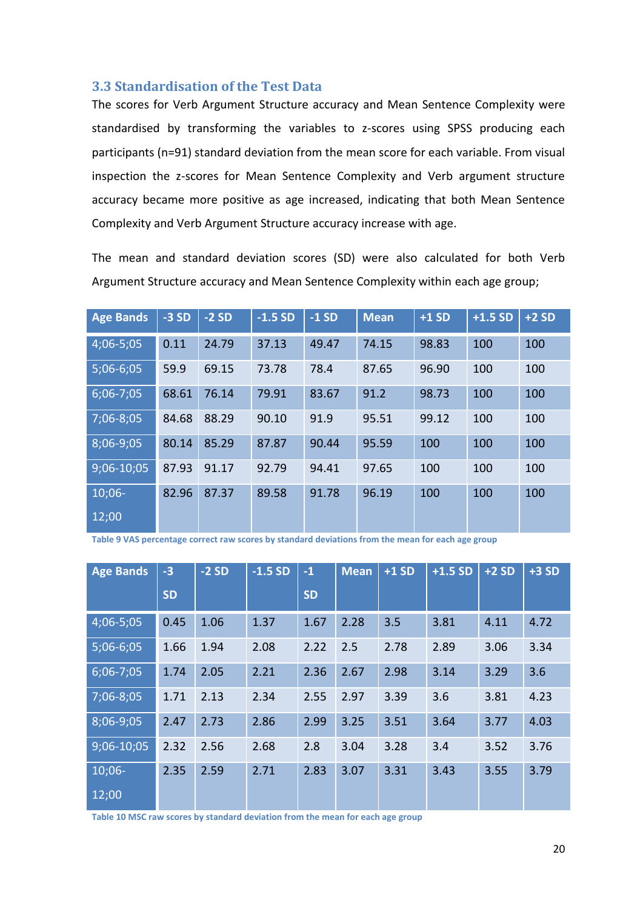### 3.3 Standardisation of the Test Data

The scores for Verb Argument Structure accuracy and Mean Sentence Complexity were standardised by transforming the variables to z-scores using SPSS producing each participants (n=91) standard deviation from the mean score for each variable. From visual inspection the z-scores for Mean Sentence Complexity and Verb argument structure accuracy became more positive as age increased, indicating that both Mean Sentence Complexity and Verb Argument Structure accuracy increase with age.

The mean and standard deviation scores (SD) were also calculated for both Verb Argument Structure accuracy and Mean Sentence Complexity within each age group;

| Age Bands | -3 SD | -2 SD | -1.5 SD | -1 SD | Mean | +1 SD | +1.5 SD | +2 SD |
|---|---|---|---|---|---|---|---|---|
| 4;06-5;05 | 0.11 | 24.79 | 37.13 | 49.47 | 74.15 | 98.83 | 100 | 100 |
| 5;06-6;05 | 59.9 | 69.15 | 73.78 | 78.4 | 87.65 | 96.90 | 100 | 100 |
| 6;06-7;05 | 68.61 | 76.14 | 79.91 | 83.67 | 91.2 | 98.73 | 100 | 100 |
| 7;06-8;05 | 84.68 | 88.29 | 90.10 | 91.9 | 95.51 | 99.12 | 100 | 100 |
| 8;06-9;05 | 80.14 | 85.29 | 87.87 | 90.44 | 95.59 | 100 | 100 | 100 |
| 9;06-10;05 | 87.93 | 91.17 | 92.79 | 94.41 | 97.65 | 100 | 100 | 100 |
| 10;06-12;00 | 82.96 | 87.37 | 89.58 | 91.78 | 96.19 | 100 | 100 | 100 |

Table 9 VAS percentage correct raw scores by standard deviations from the mean for each age group

| Age Bands | -3 SD | -2 SD | -1.5 SD | -1 SD | Mean | +1 SD | +1.5 SD | +2 SD | +3 SD |
|---|---|---|---|---|---|---|---|---|---|
| 4;06-5;05 | 0.45 | 1.06 | 1.37 | 1.67 | 2.28 | 3.5 | 3.81 | 4.11 | 4.72 |
| 5;06-6;05 | 1.66 | 1.94 | 2.08 | 2.22 | 2.5 | 2.78 | 2.89 | 3.06 | 3.34 |
| 6;06-7;05 | 1.74 | 2.05 | 2.21 | 2.36 | 2.67 | 2.98 | 3.14 | 3.29 | 3.6 |
| 7;06-8;05 | 1.71 | 2.13 | 2.34 | 2.55 | 2.97 | 3.39 | 3.6 | 3.81 | 4.23 |
| 8;06-9;05 | 2.47 | 2.73 | 2.86 | 2.99 | 3.25 | 3.51 | 3.64 | 3.77 | 4.03 |
| 9;06-10;05 | 2.32 | 2.56 | 2.68 | 2.8 | 3.04 | 3.28 | 3.4 | 3.52 | 3.76 |
| 10;06-12;00 | 2.35 | 2.59 | 2.71 | 2.83 | 3.07 | 3.31 | 3.43 | 3.55 | 3.79 |

Table 10 MSC raw scores by standard deviation from the mean for each age group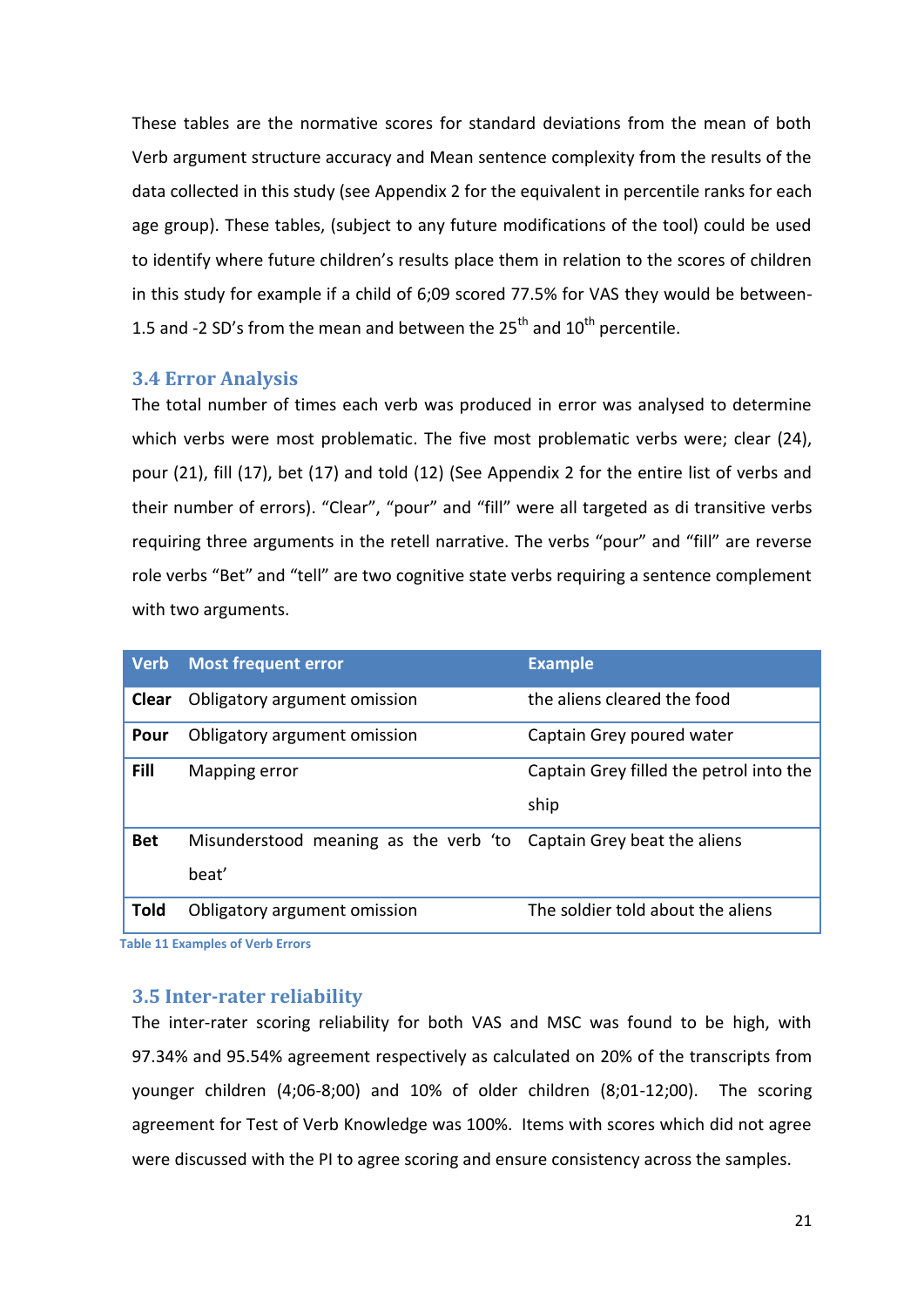These tables are the normative scores for standard deviations from the mean of both Verb argument structure accuracy and Mean sentence complexity from the results of the data collected in this study (see Appendix 2 for the equivalent in percentile ranks for each age group). These tables, (subject to any future modifications of the tool) could be used to identify where future children's results place them in relation to the scores of children in this study for example if a child of 6;09 scored 77.5% for VAS they would be between-1.5 and -2 SD's from the mean and between the 25th and 10th percentile.

### 3.4 Error Analysis

The total number of times each verb was produced in error was analysed to determine which verbs were most problematic. The five most problematic verbs were; clear (24), pour (21), fill (17), bet (17) and told (12) (See Appendix 2 for the entire list of verbs and their number of errors). "Clear", "pour" and "fill" were all targeted as di transitive verbs requiring three arguments in the retell narrative. The verbs "pour" and "fill" are reverse role verbs "Bet" and "tell" are two cognitive state verbs requiring a sentence complement with two arguments.

| Verb | Most frequent error | Example |
| --- | --- | --- |
| **Clear** | Obligatory argument omission | the aliens cleared the food |
| **Pour** | Obligatory argument omission | Captain Grey poured water |
| **Fill** | Mapping error | Captain Grey filled the petrol into the ship |
| **Bet** | Misunderstood meaning as the verb 'to beat' | Captain Grey beat the aliens |
| **Told** | Obligatory argument omission | The soldier told about the aliens |

Table 11 Examples of Verb Errors

### 3.5 Inter-rater reliability

The inter-rater scoring reliability for both VAS and MSC was found to be high, with 97.34% and 95.54% agreement respectively as calculated on 20% of the transcripts from younger children (4;06-8;00) and 10% of older children (8;01-12;00). The scoring agreement for Test of Verb Knowledge was 100%. Items with scores which did not agree were discussed with the PI to agree scoring and ensure consistency across the samples.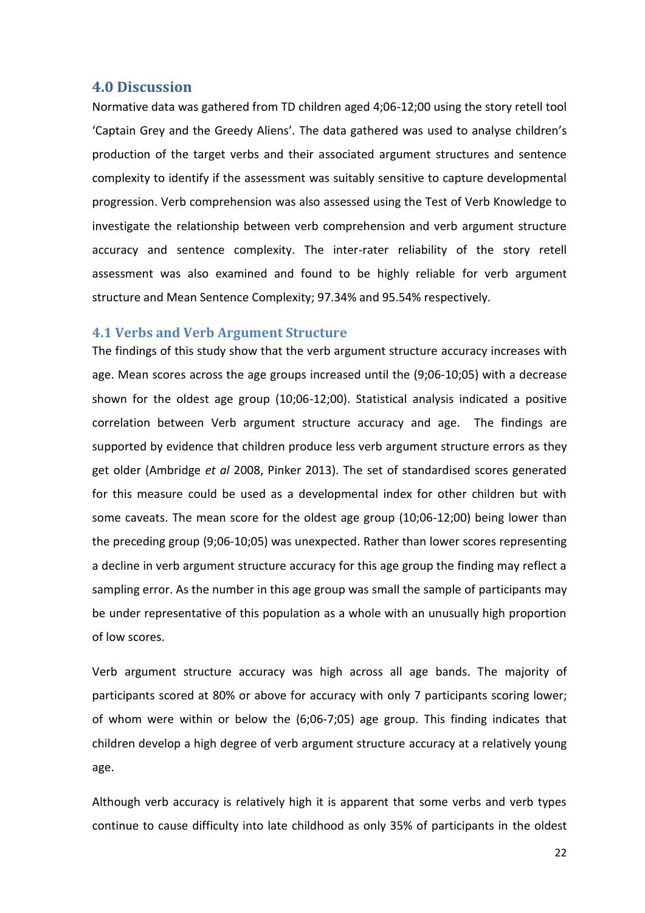## 4.0 Discussion

Normative data was gathered from TD children aged 4;06-12;00 using the story retell tool 'Captain Grey and the Greedy Aliens'. The data gathered was used to analyse children's production of the target verbs and their associated argument structures and sentence complexity to identify if the assessment was suitably sensitive to capture developmental progression. Verb comprehension was also assessed using the Test of Verb Knowledge to investigate the relationship between verb comprehension and verb argument structure accuracy and sentence complexity. The inter-rater reliability of the story retell assessment was also examined and found to be highly reliable for verb argument structure and Mean Sentence Complexity; 97.34% and 95.54% respectively.

### 4.1 Verbs and Verb Argument Structure

The findings of this study show that the verb argument structure accuracy increases with age. Mean scores across the age groups increased until the (9;06-10;05) with a decrease shown for the oldest age group (10;06-12;00). Statistical analysis indicated a positive correlation between Verb argument structure accuracy and age. The findings are supported by evidence that children produce less verb argument structure errors as they get older (Ambridge *et al* 2008, Pinker 2013). The set of standardised scores generated for this measure could be used as a developmental index for other children but with some caveats. The mean score for the oldest age group (10;06-12;00) being lower than the preceding group (9;06-10;05) was unexpected. Rather than lower scores representing a decline in verb argument structure accuracy for this age group the finding may reflect a sampling error. As the number in this age group was small the sample of participants may be under representative of this population as a whole with an unusually high proportion of low scores.

Verb argument structure accuracy was high across all age bands. The majority of participants scored at 80% or above for accuracy with only 7 participants scoring lower; of whom were within or below the (6;06-7;05) age group. This finding indicates that children develop a high degree of verb argument structure accuracy at a relatively young age.

Although verb accuracy is relatively high it is apparent that some verbs and verb types continue to cause difficulty into late childhood as only 35% of participants in the oldest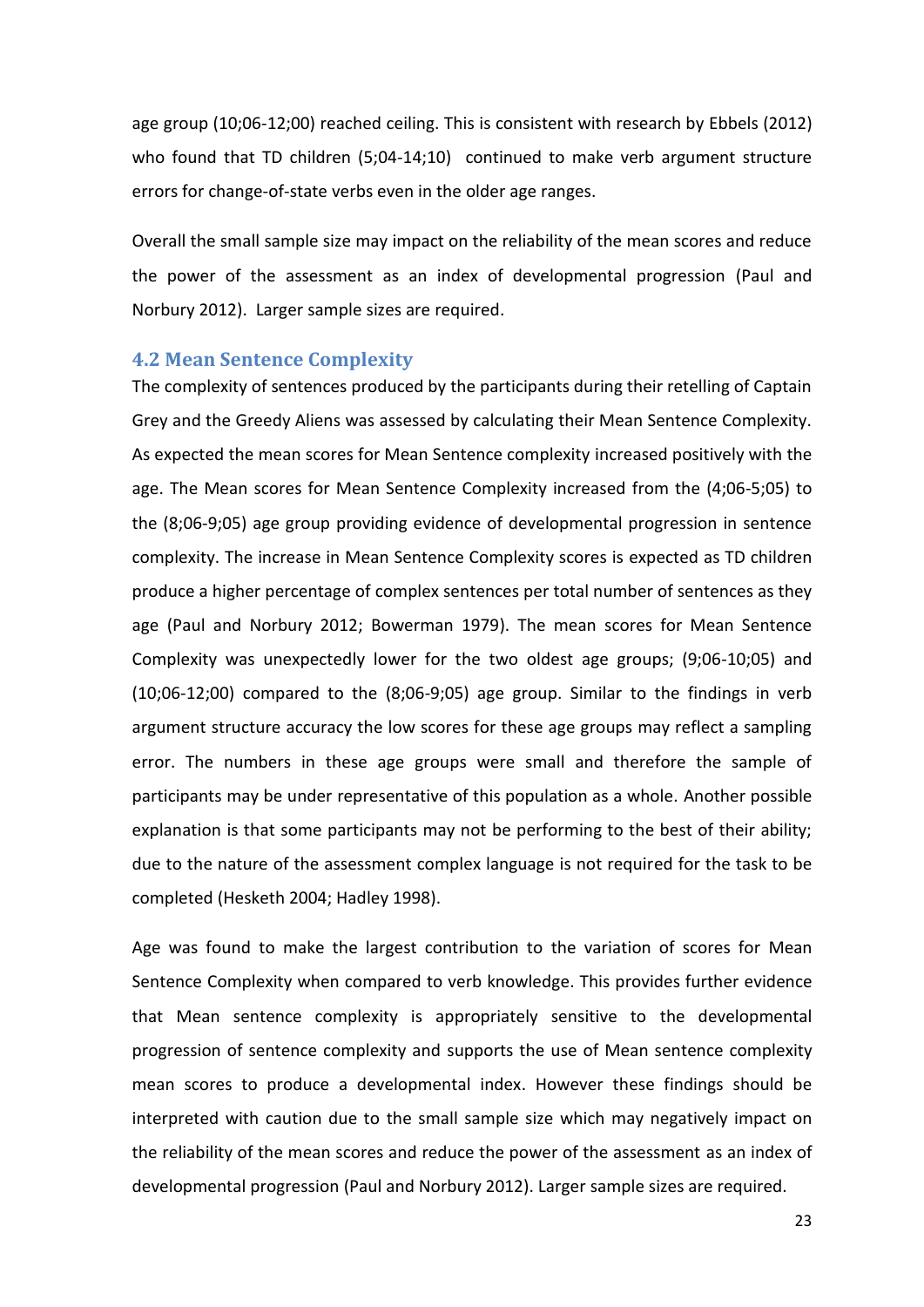age group (10;06-12;00) reached ceiling. This is consistent with research by Ebbels (2012) who found that TD children (5;04-14;10) continued to make verb argument structure errors for change-of-state verbs even in the older age ranges.

Overall the small sample size may impact on the reliability of the mean scores and reduce the power of the assessment as an index of developmental progression (Paul and Norbury 2012). Larger sample sizes are required.

### 4.2 Mean Sentence Complexity

The complexity of sentences produced by the participants during their retelling of Captain Grey and the Greedy Aliens was assessed by calculating their Mean Sentence Complexity. As expected the mean scores for Mean Sentence complexity increased positively with the age. The Mean scores for Mean Sentence Complexity increased from the (4;06-5;05) to the (8;06-9;05) age group providing evidence of developmental progression in sentence complexity. The increase in Mean Sentence Complexity scores is expected as TD children produce a higher percentage of complex sentences per total number of sentences as they age (Paul and Norbury 2012; Bowerman 1979). The mean scores for Mean Sentence Complexity was unexpectedly lower for the two oldest age groups; (9;06-10;05) and (10;06-12;00) compared to the (8;06-9;05) age group. Similar to the findings in verb argument structure accuracy the low scores for these age groups may reflect a sampling error. The numbers in these age groups were small and therefore the sample of participants may be under representative of this population as a whole. Another possible explanation is that some participants may not be performing to the best of their ability; due to the nature of the assessment complex language is not required for the task to be completed (Hesketh 2004; Hadley 1998).

Age was found to make the largest contribution to the variation of scores for Mean Sentence Complexity when compared to verb knowledge. This provides further evidence that Mean sentence complexity is appropriately sensitive to the developmental progression of sentence complexity and supports the use of Mean sentence complexity mean scores to produce a developmental index. However these findings should be interpreted with caution due to the small sample size which may negatively impact on the reliability of the mean scores and reduce the power of the assessment as an index of developmental progression (Paul and Norbury 2012). Larger sample sizes are required.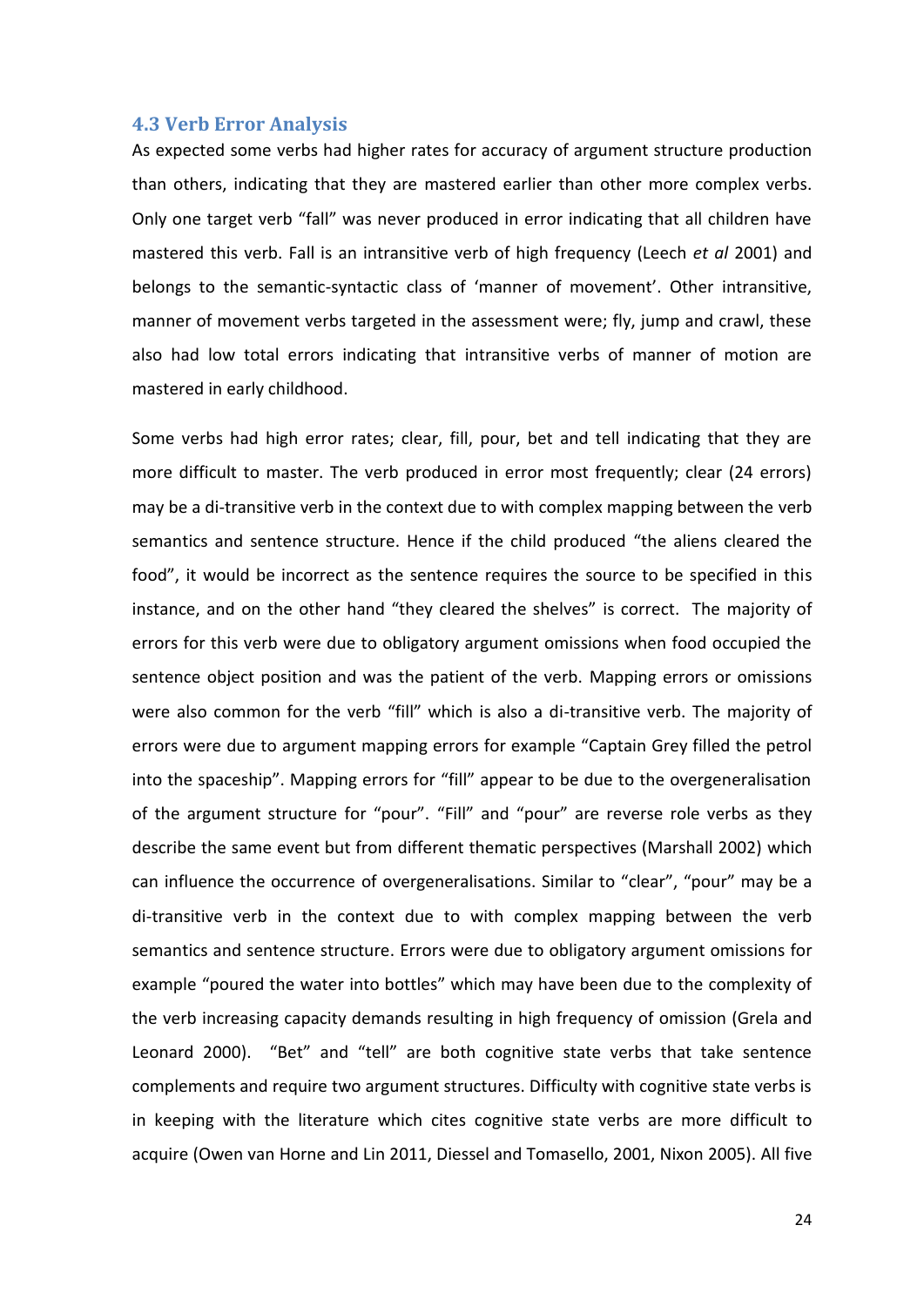### 4.3 Verb Error Analysis

As expected some verbs had higher rates for accuracy of argument structure production than others, indicating that they are mastered earlier than other more complex verbs. Only one target verb "fall" was never produced in error indicating that all children have mastered this verb. Fall is an intransitive verb of high frequency (Leech *et al* 2001) and belongs to the semantic-syntactic class of 'manner of movement'. Other intransitive, manner of movement verbs targeted in the assessment were; fly, jump and crawl, these also had low total errors indicating that intransitive verbs of manner of motion are mastered in early childhood.

Some verbs had high error rates; clear, fill, pour, bet and tell indicating that they are more difficult to master. The verb produced in error most frequently; clear (24 errors) may be a di-transitive verb in the context due to with complex mapping between the verb semantics and sentence structure. Hence if the child produced "the aliens cleared the food", it would be incorrect as the sentence requires the source to be specified in this instance, and on the other hand "they cleared the shelves" is correct. The majority of errors for this verb were due to obligatory argument omissions when food occupied the sentence object position and was the patient of the verb. Mapping errors or omissions were also common for the verb "fill" which is also a di-transitive verb. The majority of errors were due to argument mapping errors for example "Captain Grey filled the petrol into the spaceship". Mapping errors for "fill" appear to be due to the overgeneralisation of the argument structure for "pour". "Fill" and "pour" are reverse role verbs as they describe the same event but from different thematic perspectives (Marshall 2002) which can influence the occurrence of overgeneralisations. Similar to "clear", "pour" may be a di-transitive verb in the context due to with complex mapping between the verb semantics and sentence structure. Errors were due to obligatory argument omissions for example "poured the water into bottles" which may have been due to the complexity of the verb increasing capacity demands resulting in high frequency of omission (Grela and Leonard 2000). "Bet" and "tell" are both cognitive state verbs that take sentence complements and require two argument structures. Difficulty with cognitive state verbs is in keeping with the literature which cites cognitive state verbs are more difficult to acquire (Owen van Horne and Lin 2011, Diessel and Tomasello, 2001, Nixon 2005). All five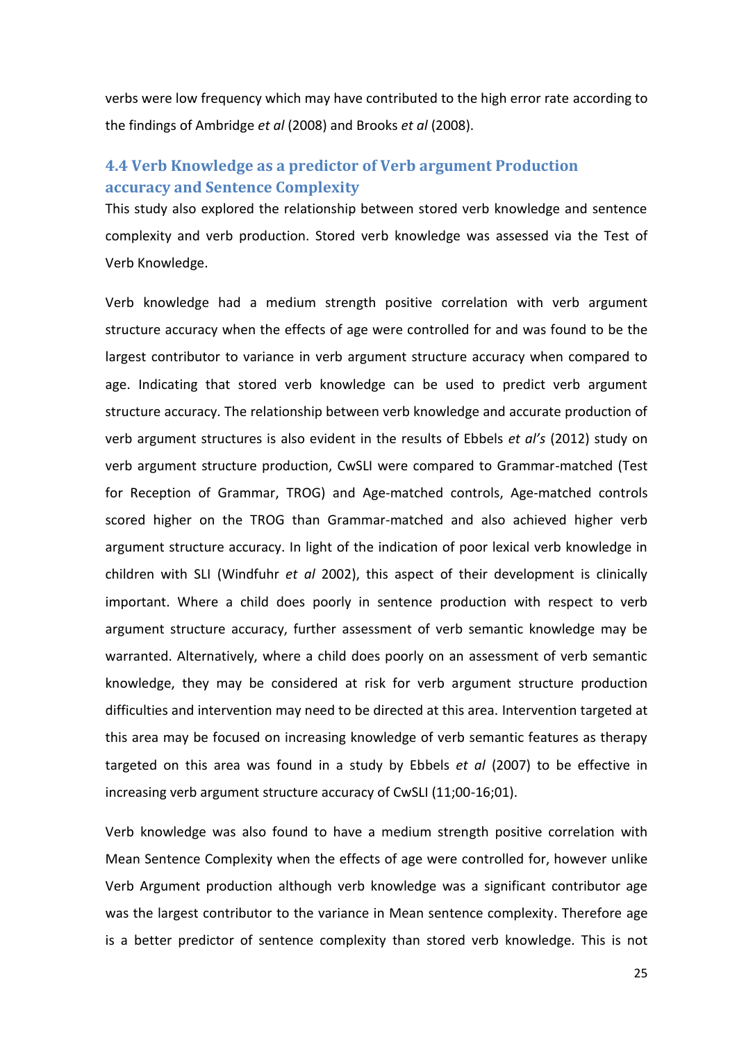verbs were low frequency which may have contributed to the high error rate according to the findings of Ambridge *et al* (2008) and Brooks *et al* (2008).

### 4.4 Verb Knowledge as a predictor of Verb argument Production accuracy and Sentence Complexity

This study also explored the relationship between stored verb knowledge and sentence complexity and verb production. Stored verb knowledge was assessed via the Test of Verb Knowledge.

Verb knowledge had a medium strength positive correlation with verb argument structure accuracy when the effects of age were controlled for and was found to be the largest contributor to variance in verb argument structure accuracy when compared to age. Indicating that stored verb knowledge can be used to predict verb argument structure accuracy. The relationship between verb knowledge and accurate production of verb argument structures is also evident in the results of Ebbels *et al's* (2012) study on verb argument structure production, CwSLI were compared to Grammar-matched (Test for Reception of Grammar, TROG) and Age-matched controls, Age-matched controls scored higher on the TROG than Grammar-matched and also achieved higher verb argument structure accuracy. In light of the indication of poor lexical verb knowledge in children with SLI (Windfuhr *et al* 2002), this aspect of their development is clinically important. Where a child does poorly in sentence production with respect to verb argument structure accuracy, further assessment of verb semantic knowledge may be warranted. Alternatively, where a child does poorly on an assessment of verb semantic knowledge, they may be considered at risk for verb argument structure production difficulties and intervention may need to be directed at this area. Intervention targeted at this area may be focused on increasing knowledge of verb semantic features as therapy targeted on this area was found in a study by Ebbels *et al* (2007) to be effective in increasing verb argument structure accuracy of CwSLI (11;00-16;01).

Verb knowledge was also found to have a medium strength positive correlation with Mean Sentence Complexity when the effects of age were controlled for, however unlike Verb Argument production although verb knowledge was a significant contributor age was the largest contributor to the variance in Mean sentence complexity. Therefore age is a better predictor of sentence complexity than stored verb knowledge. This is not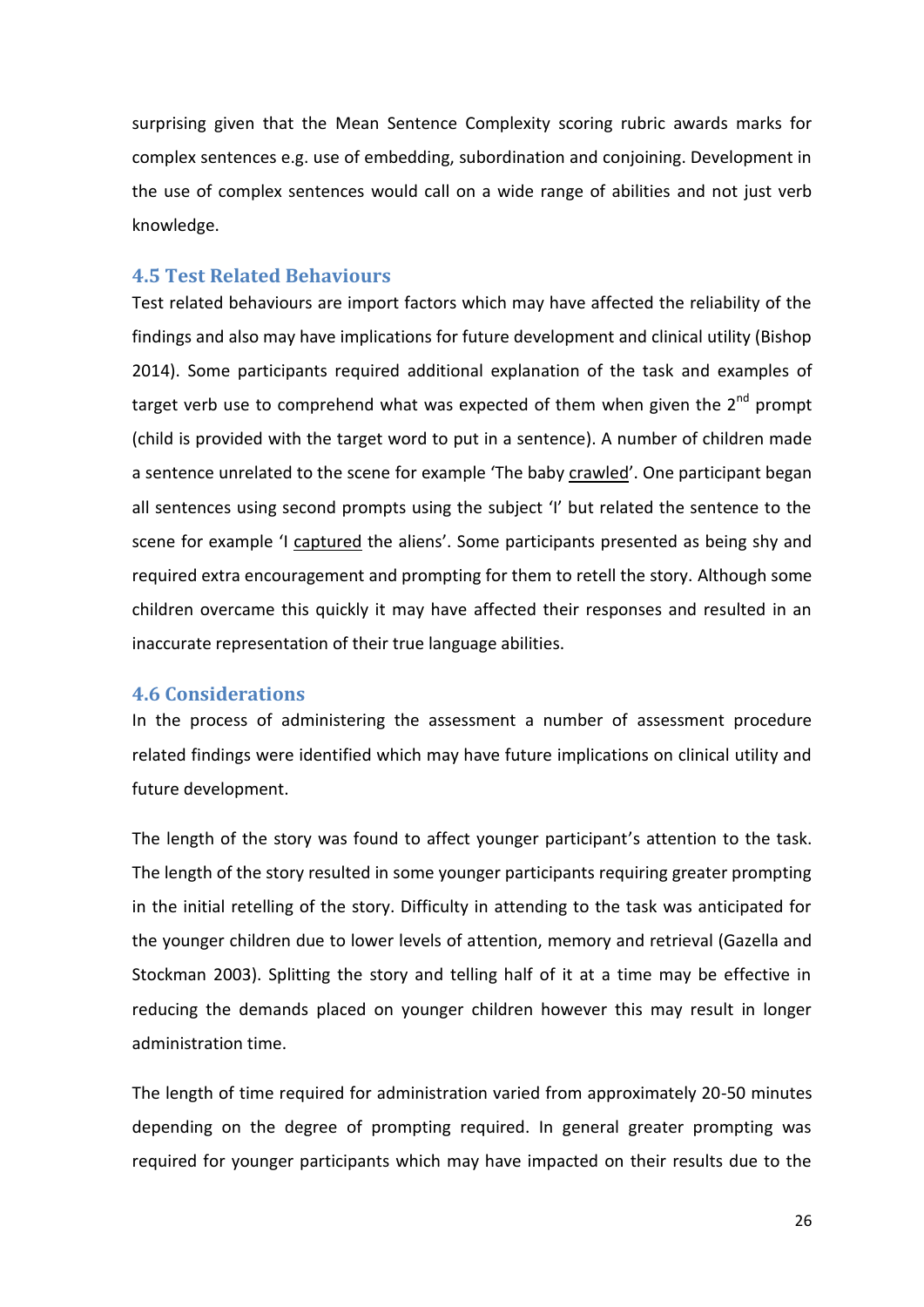surprising given that the Mean Sentence Complexity scoring rubric awards marks for complex sentences e.g. use of embedding, subordination and conjoining. Development in the use of complex sentences would call on a wide range of abilities and not just verb knowledge.

### 4.5 Test Related Behaviours

Test related behaviours are import factors which may have affected the reliability of the findings and also may have implications for future development and clinical utility (Bishop 2014). Some participants required additional explanation of the task and examples of target verb use to comprehend what was expected of them when given the 2nd prompt (child is provided with the target word to put in a sentence). A number of children made a sentence unrelated to the scene for example 'The baby <u>crawled</u>'. One participant began all sentences using second prompts using the subject 'I' but related the sentence to the scene for example 'I <u>captured</u> the aliens'. Some participants presented as being shy and required extra encouragement and prompting for them to retell the story. Although some children overcame this quickly it may have affected their responses and resulted in an inaccurate representation of their true language abilities.

### 4.6 Considerations

In the process of administering the assessment a number of assessment procedure related findings were identified which may have future implications on clinical utility and future development.

The length of the story was found to affect younger participant's attention to the task. The length of the story resulted in some younger participants requiring greater prompting in the initial retelling of the story. Difficulty in attending to the task was anticipated for the younger children due to lower levels of attention, memory and retrieval (Gazella and Stockman 2003). Splitting the story and telling half of it at a time may be effective in reducing the demands placed on younger children however this may result in longer administration time.

The length of time required for administration varied from approximately 20-50 minutes depending on the degree of prompting required. In general greater prompting was required for younger participants which may have impacted on their results due to the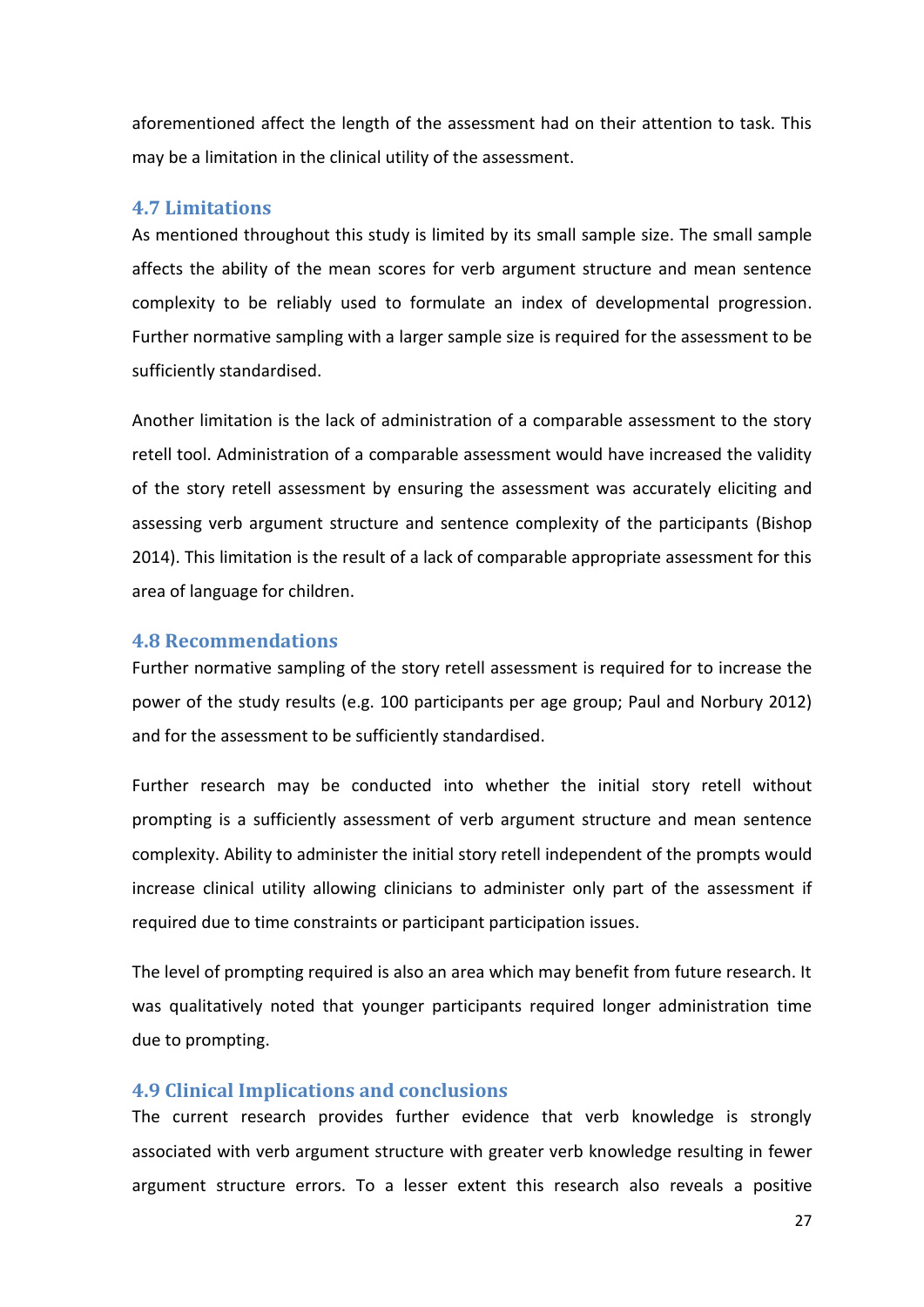aforementioned affect the length of the assessment had on their attention to task. This may be a limitation in the clinical utility of the assessment.

## 4.7 Limitations

As mentioned throughout this study is limited by its small sample size. The small sample affects the ability of the mean scores for verb argument structure and mean sentence complexity to be reliably used to formulate an index of developmental progression. Further normative sampling with a larger sample size is required for the assessment to be sufficiently standardised.

Another limitation is the lack of administration of a comparable assessment to the story retell tool. Administration of a comparable assessment would have increased the validity of the story retell assessment by ensuring the assessment was accurately eliciting and assessing verb argument structure and sentence complexity of the participants (Bishop 2014). This limitation is the result of a lack of comparable appropriate assessment for this area of language for children.

## 4.8 Recommendations

Further normative sampling of the story retell assessment is required for to increase the power of the study results (e.g. 100 participants per age group; Paul and Norbury 2012) and for the assessment to be sufficiently standardised.

Further research may be conducted into whether the initial story retell without prompting is a sufficiently assessment of verb argument structure and mean sentence complexity. Ability to administer the initial story retell independent of the prompts would increase clinical utility allowing clinicians to administer only part of the assessment if required due to time constraints or participant participation issues.

The level of prompting required is also an area which may benefit from future research. It was qualitatively noted that younger participants required longer administration time due to prompting.

## 4.9 Clinical Implications and conclusions

The current research provides further evidence that verb knowledge is strongly associated with verb argument structure with greater verb knowledge resulting in fewer argument structure errors. To a lesser extent this research also reveals a positive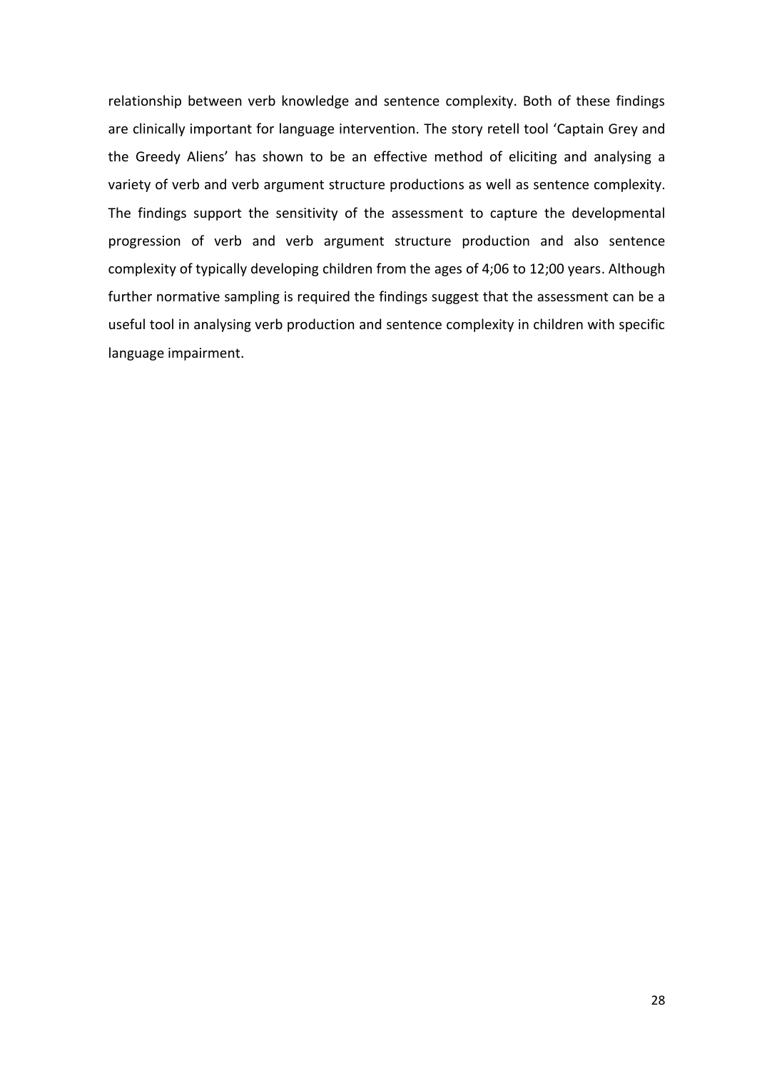relationship between verb knowledge and sentence complexity. Both of these findings are clinically important for language intervention. The story retell tool 'Captain Grey and the Greedy Aliens' has shown to be an effective method of eliciting and analysing a variety of verb and verb argument structure productions as well as sentence complexity. The findings support the sensitivity of the assessment to capture the developmental progression of verb and verb argument structure production and also sentence complexity of typically developing children from the ages of 4;06 to 12;00 years. Although further normative sampling is required the findings suggest that the assessment can be a useful tool in analysing verb production and sentence complexity in children with specific language impairment.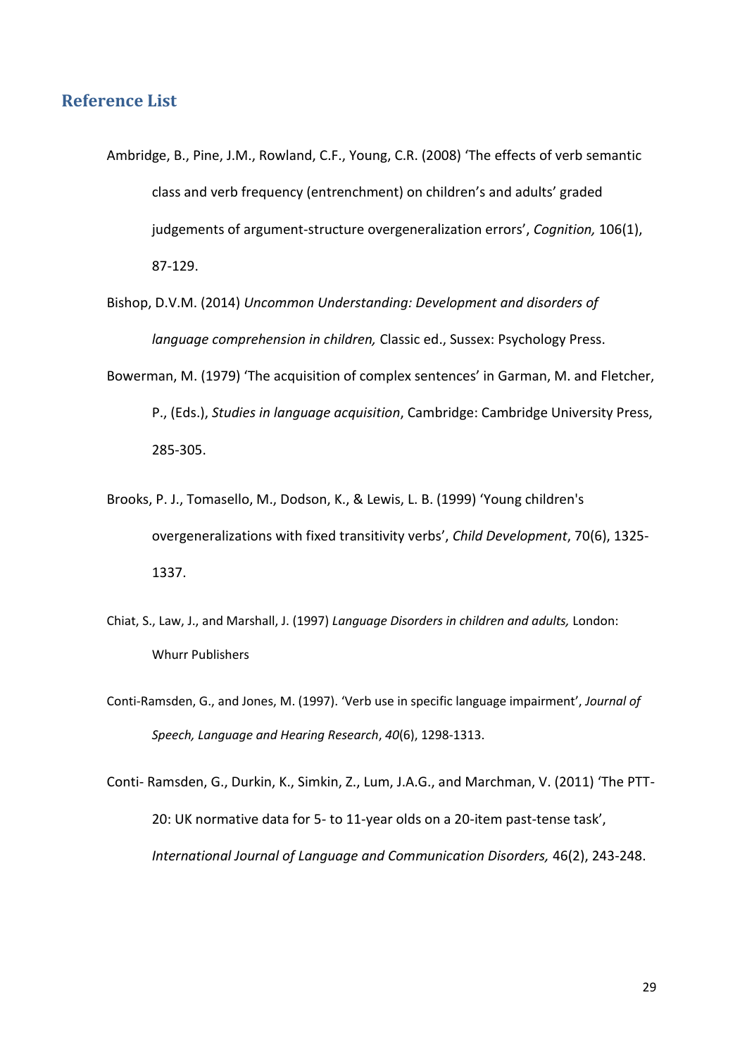## Reference List

Ambridge, B., Pine, J.M., Rowland, C.F., Young, C.R. (2008) 'The effects of verb semantic class and verb frequency (entrenchment) on children's and adults' graded judgements of argument-structure overgeneralization errors', *Cognition,* 106(1), 87-129.

Bishop, D.V.M. (2014) *Uncommon Understanding: Development and disorders of language comprehension in children,* Classic ed., Sussex: Psychology Press.

Bowerman, M. (1979) 'The acquisition of complex sentences' in Garman, M. and Fletcher, P., (Eds.), *Studies in language acquisition*, Cambridge: Cambridge University Press, 285-305.

Brooks, P. J., Tomasello, M., Dodson, K., & Lewis, L. B. (1999) 'Young children's overgeneralizations with fixed transitivity verbs', *Child Development*, 70(6), 1325-1337.

Chiat, S., Law, J., and Marshall, J. (1997) *Language Disorders in children and adults,* London: Whurr Publishers

Conti-Ramsden, G., and Jones, M. (1997). 'Verb use in specific language impairment', *Journal of Speech, Language and Hearing Research*, *40*(6), 1298-1313.

Conti- Ramsden, G., Durkin, K., Simkin, Z., Lum, J.A.G., and Marchman, V. (2011) 'The PTT-20: UK normative data for 5- to 11-year olds on a 20-item past-tense task', *International Journal of Language and Communication Disorders,* 46(2), 243-248.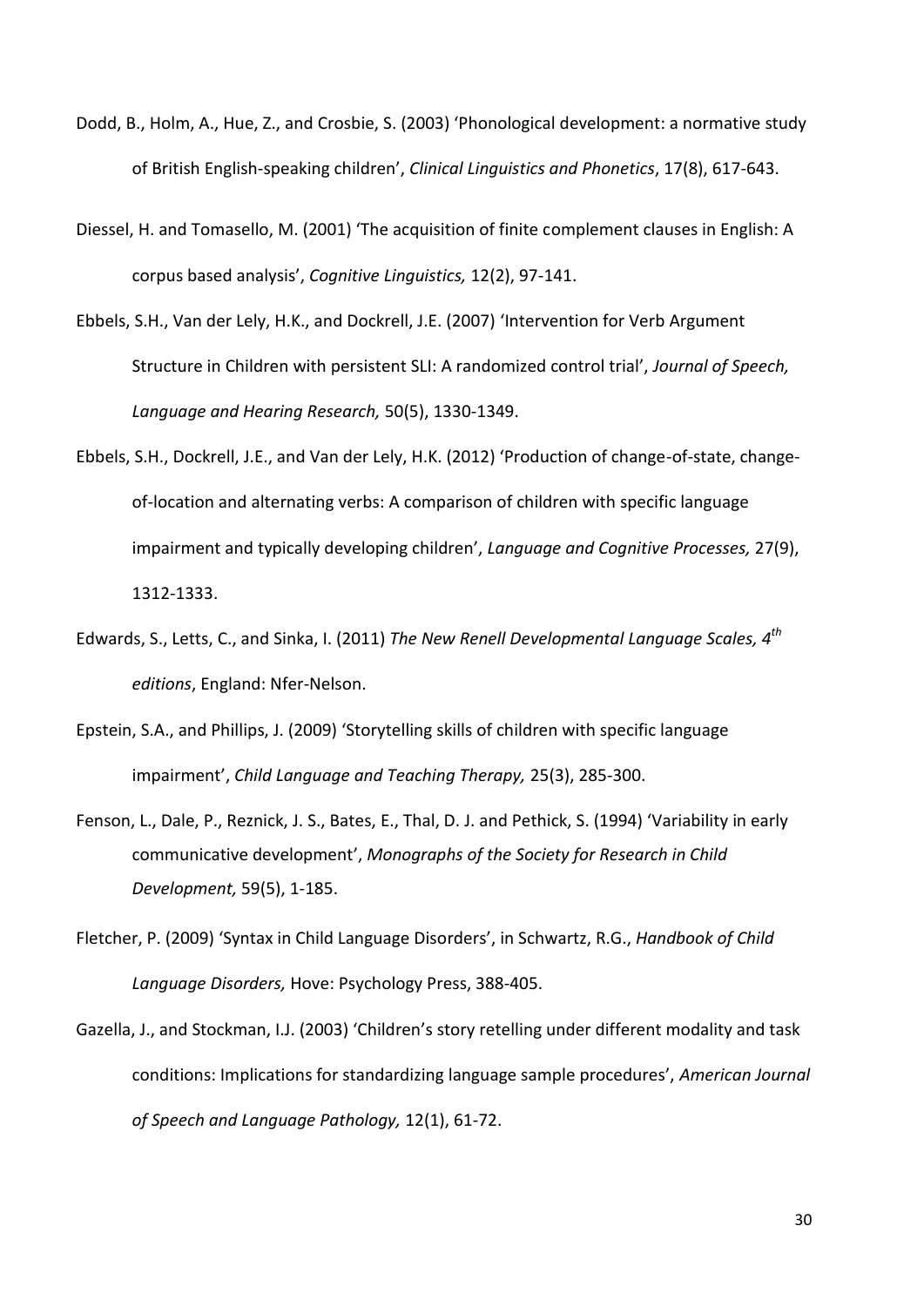Dodd, B., Holm, A., Hue, Z., and Crosbie, S. (2003) 'Phonological development: a normative study of British English-speaking children', *Clinical Linguistics and Phonetics*, 17(8), 617-643.

Diessel, H. and Tomasello, M. (2001) 'The acquisition of finite complement clauses in English: A corpus based analysis', *Cognitive Linguistics,* 12(2), 97-141.

Ebbels, S.H., Van der Lely, H.K., and Dockrell, J.E. (2007) 'Intervention for Verb Argument Structure in Children with persistent SLI: A randomized control trial', *Journal of Speech, Language and Hearing Research,* 50(5), 1330-1349.

Ebbels, S.H., Dockrell, J.E., and Van der Lely, H.K. (2012) 'Production of change-of-state, change-of-location and alternating verbs: A comparison of children with specific language impairment and typically developing children', *Language and Cognitive Processes,* 27(9), 1312-1333.

Edwards, S., Letts, C., and Sinka, I. (2011) *The New Renell Developmental Language Scales, 4th editions*, England: Nfer-Nelson.

Epstein, S.A., and Phillips, J. (2009) 'Storytelling skills of children with specific language impairment', *Child Language and Teaching Therapy,* 25(3), 285-300.

Fenson, L., Dale, P., Reznick, J. S., Bates, E., Thal, D. J. and Pethick, S. (1994) 'Variability in early communicative development', *Monographs of the Society for Research in Child Development,* 59(5), 1-185.

Fletcher, P. (2009) 'Syntax in Child Language Disorders', in Schwartz, R.G., *Handbook of Child Language Disorders,* Hove: Psychology Press, 388-405.

Gazella, J., and Stockman, I.J. (2003) 'Children's story retelling under different modality and task conditions: Implications for standardizing language sample procedures', *American Journal of Speech and Language Pathology,* 12(1), 61-72.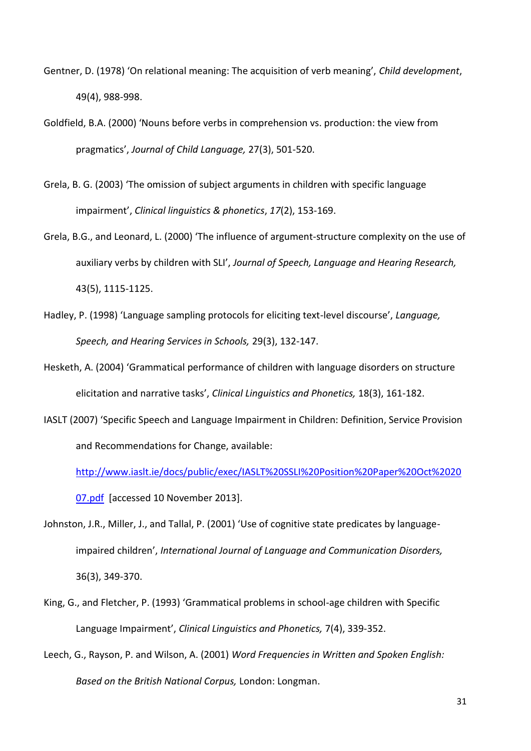Gentner, D. (1978) 'On relational meaning: The acquisition of verb meaning', *Child development*, 49(4), 988-998.

Goldfield, B.A. (2000) 'Nouns before verbs in comprehension vs. production: the view from pragmatics', *Journal of Child Language,* 27(3), 501-520.

Grela, B. G. (2003) 'The omission of subject arguments in children with specific language impairment', *Clinical linguistics & phonetics*, *17*(2), 153-169.

Grela, B.G., and Leonard, L. (2000) 'The influence of argument-structure complexity on the use of auxiliary verbs by children with SLI', *Journal of Speech, Language and Hearing Research,* 43(5), 1115-1125.

Hadley, P. (1998) 'Language sampling protocols for eliciting text-level discourse', *Language, Speech, and Hearing Services in Schools,* 29(3), 132-147.

Hesketh, A. (2004) 'Grammatical performance of children with language disorders on structure elicitation and narrative tasks', *Clinical Linguistics and Phonetics,* 18(3), 161-182.

IASLT (2007) 'Specific Speech and Language Impairment in Children: Definition, Service Provision and Recommendations for Change, available: [http://www.iaslt.ie/docs/public/exec/IASLT%20SSLI%20Position%20Paper%20Oct%202007.pdf](http://www.iaslt.ie/docs/public/exec/IASLT%20SSLI%20Position%20Paper%20Oct%202007.pdf) [accessed 10 November 2013].

Johnston, J.R., Miller, J., and Tallal, P. (2001) 'Use of cognitive state predicates by language-impaired children', *International Journal of Language and Communication Disorders,* 36(3), 349-370.

King, G., and Fletcher, P. (1993) 'Grammatical problems in school-age children with Specific Language Impairment', *Clinical Linguistics and Phonetics,* 7(4), 339-352.

Leech, G., Rayson, P. and Wilson, A. (2001) *Word Frequencies in Written and Spoken English: Based on the British National Corpus,* London: Longman.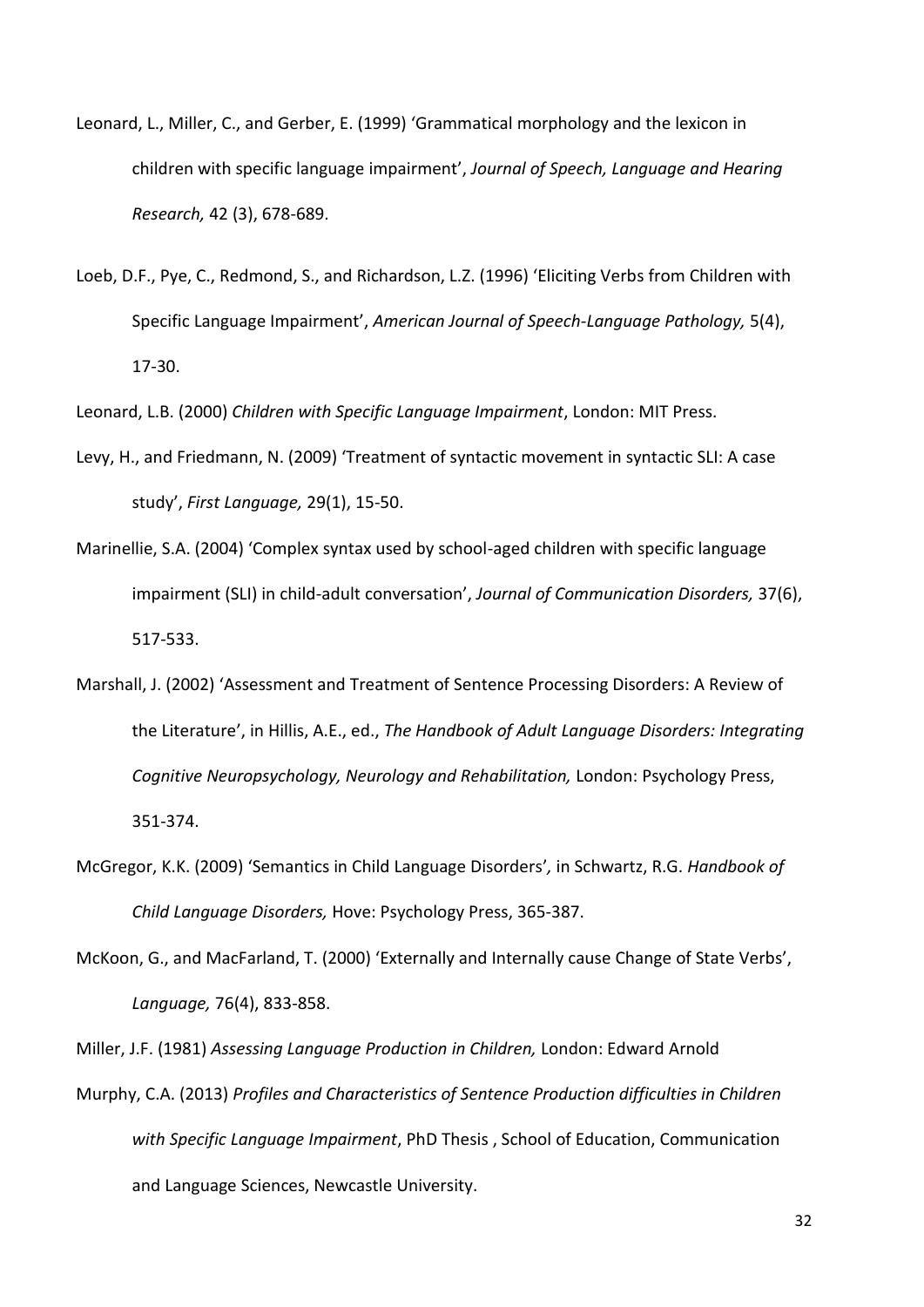Leonard, L., Miller, C., and Gerber, E. (1999) 'Grammatical morphology and the lexicon in children with specific language impairment', *Journal of Speech, Language and Hearing Research,* 42 (3), 678-689.

Loeb, D.F., Pye, C., Redmond, S., and Richardson, L.Z. (1996) 'Eliciting Verbs from Children with Specific Language Impairment', *American Journal of Speech-Language Pathology,* 5(4), 17-30.

Leonard, L.B. (2000) *Children with Specific Language Impairment*, London: MIT Press.

Levy, H., and Friedmann, N. (2009) 'Treatment of syntactic movement in syntactic SLI: A case study', *First Language,* 29(1), 15-50.

Marinellie, S.A. (2004) 'Complex syntax used by school-aged children with specific language impairment (SLI) in child-adult conversation', *Journal of Communication Disorders,* 37(6), 517-533.

Marshall, J. (2002) 'Assessment and Treatment of Sentence Processing Disorders: A Review of the Literature', in Hillis, A.E., ed., *The Handbook of Adult Language Disorders: Integrating Cognitive Neuropsychology, Neurology and Rehabilitation,* London: Psychology Press, 351-374.

McGregor, K.K. (2009) 'Semantics in Child Language Disorders', in Schwartz, R.G. *Handbook of Child Language Disorders,* Hove: Psychology Press, 365-387.

McKoon, G., and MacFarland, T. (2000) 'Externally and Internally cause Change of State Verbs', *Language,* 76(4), 833-858.

Miller, J.F. (1981) *Assessing Language Production in Children,* London: Edward Arnold

Murphy, C.A. (2013) *Profiles and Characteristics of Sentence Production difficulties in Children with Specific Language Impairment*, PhD Thesis , School of Education, Communication and Language Sciences, Newcastle University.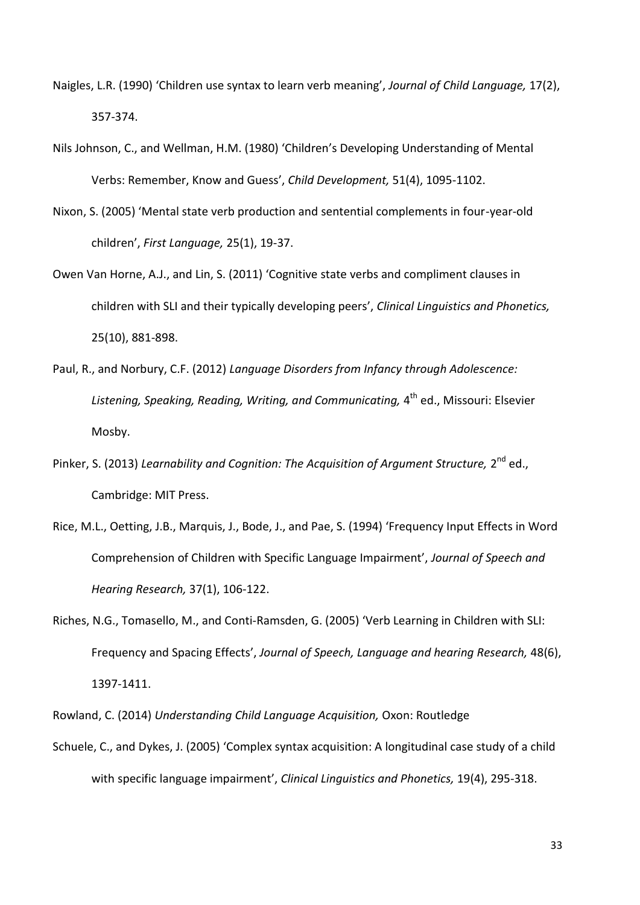Naigles, L.R. (1990) 'Children use syntax to learn verb meaning', *Journal of Child Language,* 17(2), 357-374.

Nils Johnson, C., and Wellman, H.M. (1980) 'Children's Developing Understanding of Mental Verbs: Remember, Know and Guess', *Child Development,* 51(4), 1095-1102.

Nixon, S. (2005) 'Mental state verb production and sentential complements in four-year-old children', *First Language,* 25(1), 19-37.

Owen Van Horne, A.J., and Lin, S. (2011) 'Cognitive state verbs and compliment clauses in children with SLI and their typically developing peers', *Clinical Linguistics and Phonetics,* 25(10), 881-898.

Paul, R., and Norbury, C.F. (2012) *Language Disorders from Infancy through Adolescence: Listening, Speaking, Reading, Writing, and Communicating,* 4th ed., Missouri: Elsevier Mosby.

Pinker, S. (2013) *Learnability and Cognition: The Acquisition of Argument Structure,* 2nd ed., Cambridge: MIT Press.

Rice, M.L., Oetting, J.B., Marquis, J., Bode, J., and Pae, S. (1994) 'Frequency Input Effects in Word Comprehension of Children with Specific Language Impairment', *Journal of Speech and Hearing Research,* 37(1), 106-122.

Riches, N.G., Tomasello, M., and Conti-Ramsden, G. (2005) 'Verb Learning in Children with SLI: Frequency and Spacing Effects', *Journal of Speech, Language and hearing Research,* 48(6), 1397-1411.

Rowland, C. (2014) *Understanding Child Language Acquisition,* Oxon: Routledge

Schuele, C., and Dykes, J. (2005) 'Complex syntax acquisition: A longitudinal case study of a child with specific language impairment', *Clinical Linguistics and Phonetics,* 19(4), 295-318.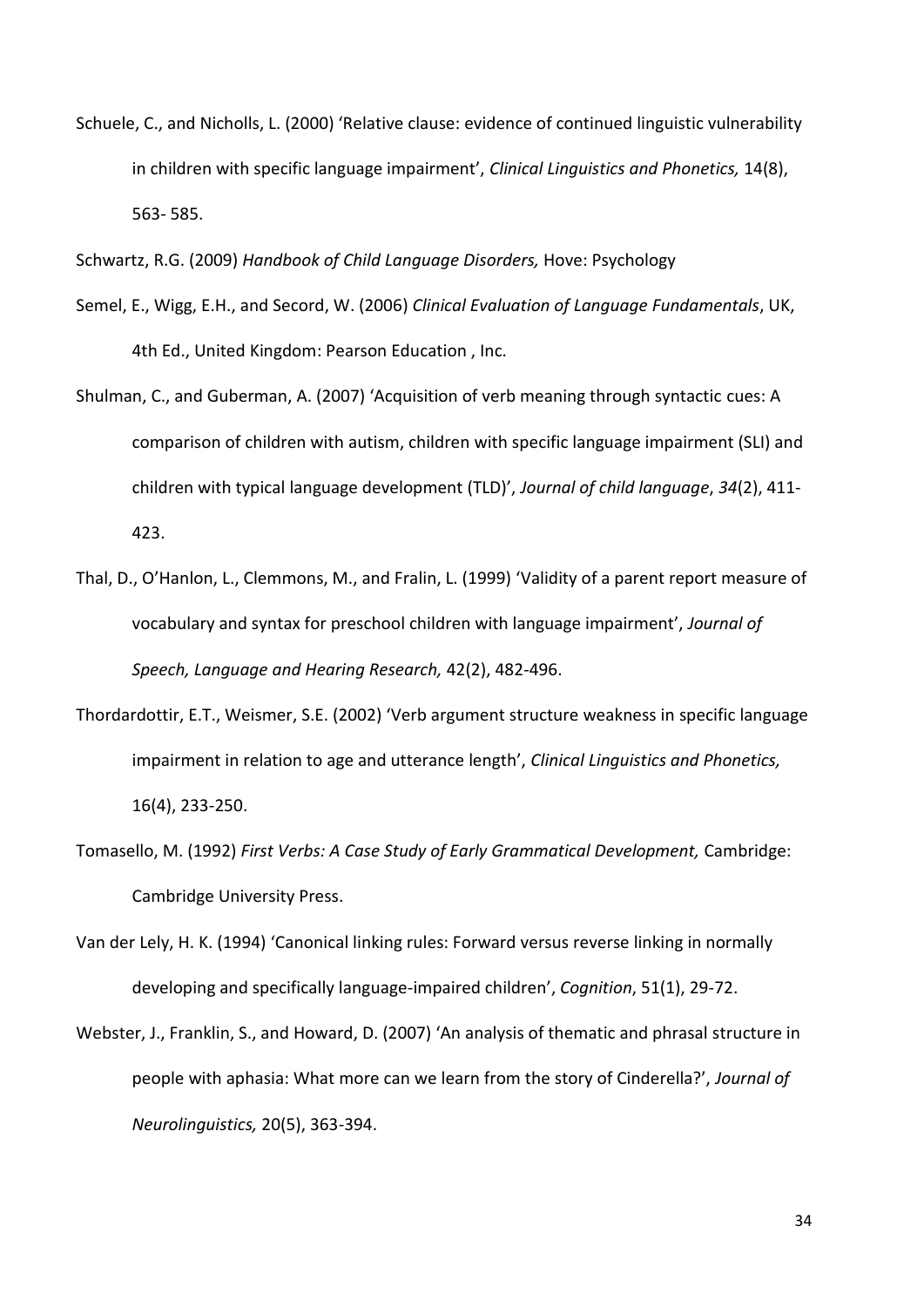Schuele, C., and Nicholls, L. (2000) 'Relative clause: evidence of continued linguistic vulnerability in children with specific language impairment', *Clinical Linguistics and Phonetics,* 14(8), 563- 585.

Schwartz, R.G. (2009) *Handbook of Child Language Disorders,* Hove: Psychology

Semel, E., Wigg, E.H., and Secord, W. (2006) *Clinical Evaluation of Language Fundamentals*, UK, 4th Ed., United Kingdom: Pearson Education , Inc.

Shulman, C., and Guberman, A. (2007) 'Acquisition of verb meaning through syntactic cues: A comparison of children with autism, children with specific language impairment (SLI) and children with typical language development (TLD)', *Journal of child language*, *34*(2), 411-423.

Thal, D., O'Hanlon, L., Clemmons, M., and Fralin, L. (1999) 'Validity of a parent report measure of vocabulary and syntax for preschool children with language impairment', *Journal of Speech, Language and Hearing Research,* 42(2), 482-496.

Thordardottir, E.T., Weismer, S.E. (2002) 'Verb argument structure weakness in specific language impairment in relation to age and utterance length', *Clinical Linguistics and Phonetics,* 16(4), 233-250.

Tomasello, M. (1992) *First Verbs: A Case Study of Early Grammatical Development,* Cambridge: Cambridge University Press.

Van der Lely, H. K. (1994) 'Canonical linking rules: Forward versus reverse linking in normally developing and specifically language-impaired children', *Cognition*, 51(1), 29-72.

Webster, J., Franklin, S., and Howard, D. (2007) 'An analysis of thematic and phrasal structure in people with aphasia: What more can we learn from the story of Cinderella?', *Journal of Neurolinguistics,* 20(5), 363-394.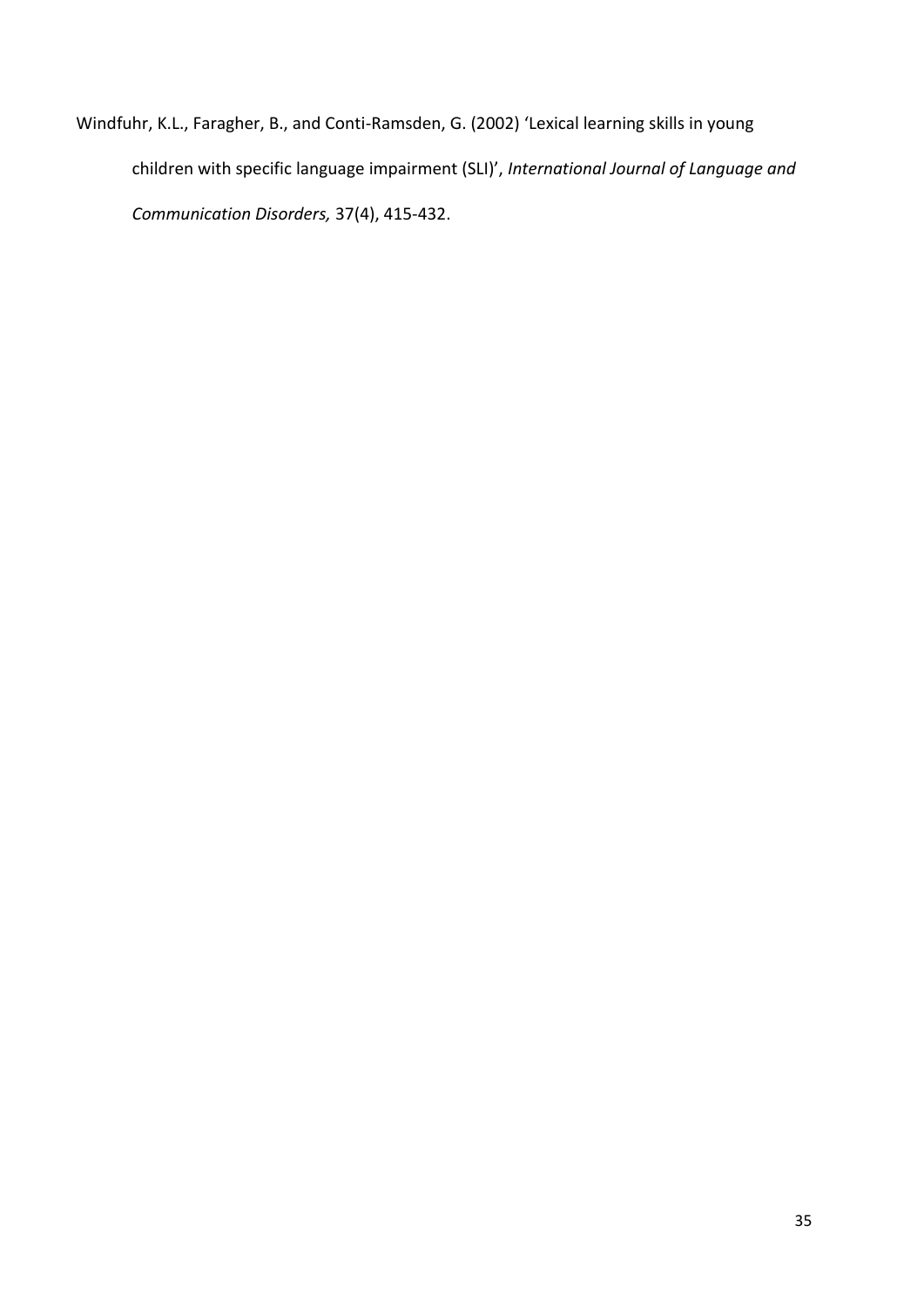Windfuhr, K.L., Faragher, B., and Conti-Ramsden, G. (2002) 'Lexical learning skills in young children with specific language impairment (SLI)', *International Journal of Language and Communication Disorders,* 37(4), 415-432.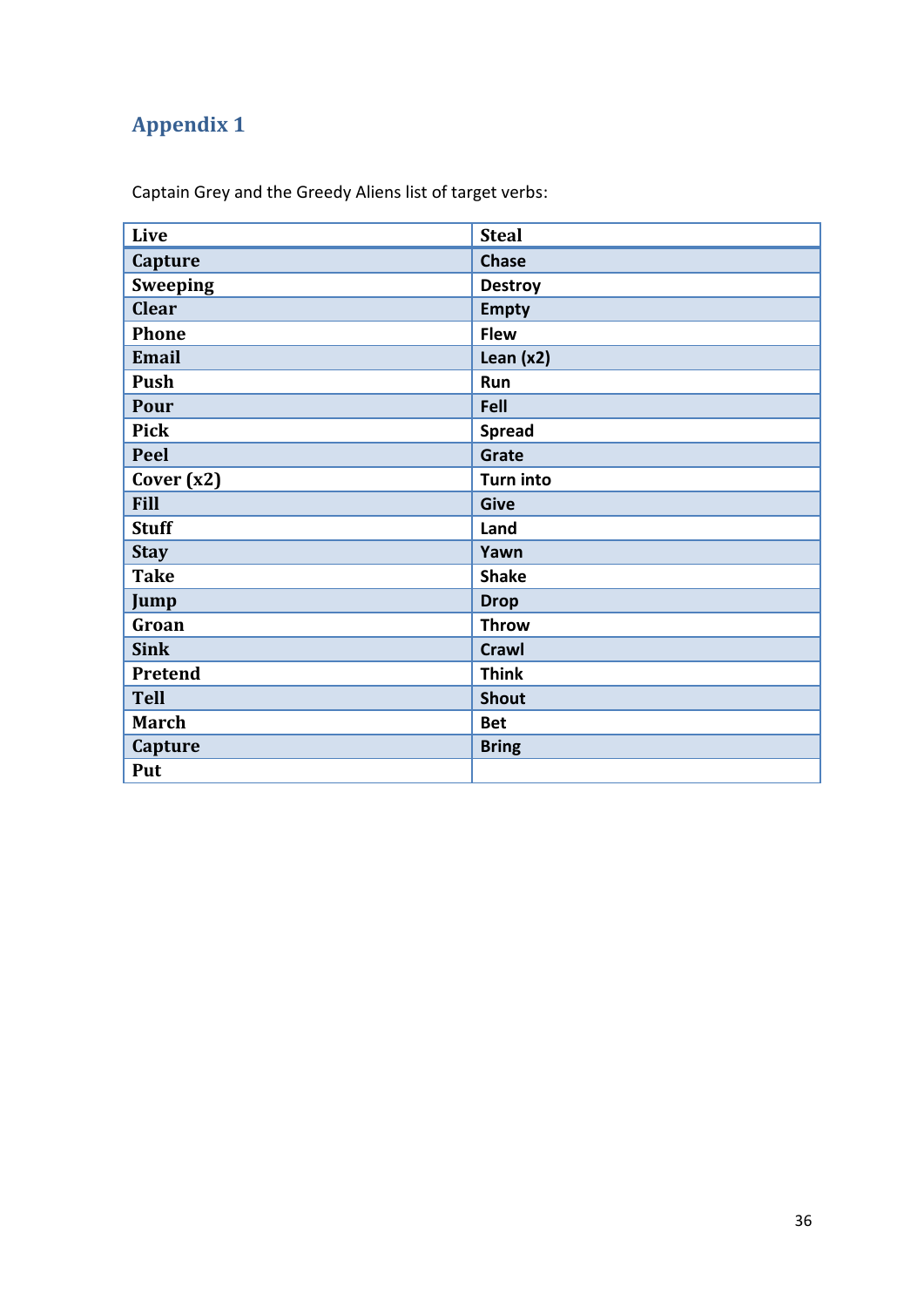## Appendix 1

Captain Grey and the Greedy Aliens list of target verbs:

| Live | Steal |
|---|---|
| Capture | Chase |
| Sweeping | Destroy |
| Clear | Empty |
| Phone | Flew |
| Email | Lean (x2) |
| Push | Run |
| Pour | Fell |
| Pick | Spread |
| Peel | Grate |
| Cover (x2) | Turn into |
| Fill | Give |
| Stuff | Land |
| Stay | Yawn |
| Take | Shake |
| Jump | Drop |
| Groan | Throw |
| Sink | Crawl |
| Pretend | Think |
| Tell | Shout |
| March | Bet |
| Capture | Bring |
| Put | |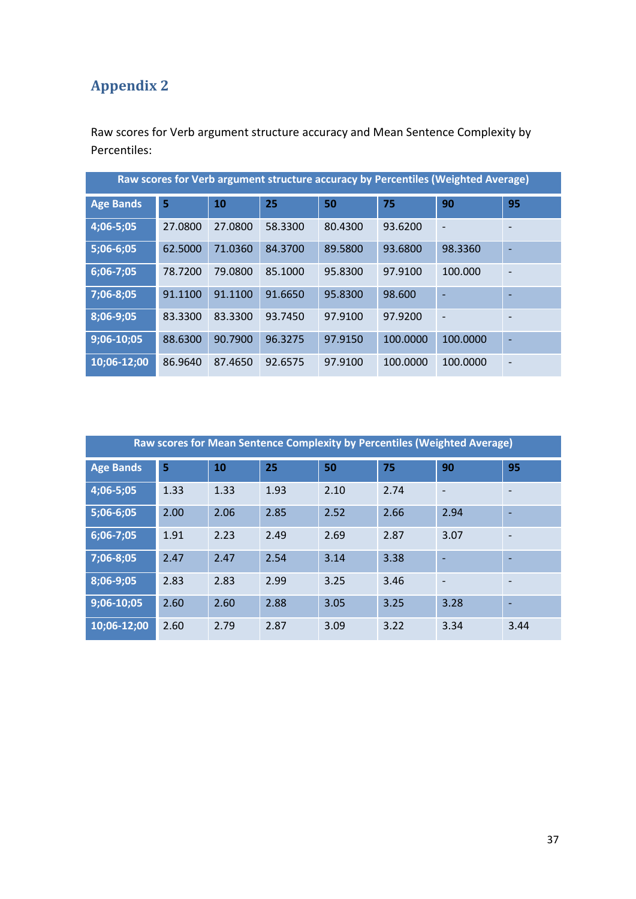## Appendix 2

Raw scores for Verb argument structure accuracy and Mean Sentence Complexity by Percentiles:

| Raw scores for Verb argument structure accuracy by Percentiles (Weighted Average) | | | | | | | |
|---|---|---|---|---|---|---|---|
| Age Bands | 5 | 10 | 25 | 50 | 75 | 90 | 95 |
| 4;06-5;05 | 27.0800 | 27.0800 | 58.3300 | 80.4300 | 93.6200 | - | - |
| 5;06-6;05 | 62.5000 | 71.0360 | 84.3700 | 89.5800 | 93.6800 | 98.3360 | - |
| 6;06-7;05 | 78.7200 | 79.0800 | 85.1000 | 95.8300 | 97.9100 | 100.000 | - |
| 7;06-8;05 | 91.1100 | 91.1100 | 91.6650 | 95.8300 | 98.600 | - | - |
| 8;06-9;05 | 83.3300 | 83.3300 | 93.7450 | 97.9100 | 97.9200 | - | - |
| 9;06-10;05 | 88.6300 | 90.7900 | 96.3275 | 97.9150 | 100.0000 | 100.0000 | - |
| 10;06-12;00 | 86.9640 | 87.4650 | 92.6575 | 97.9100 | 100.0000 | 100.0000 | - |

| Raw scores for Mean Sentence Complexity by Percentiles (Weighted Average) | | | | | | | |
|---|---|---|---|---|---|---|---|
| Age Bands | 5 | 10 | 25 | 50 | 75 | 90 | 95 |
| 4;06-5;05 | 1.33 | 1.33 | 1.93 | 2.10 | 2.74 | - | - |
| 5;06-6;05 | 2.00 | 2.06 | 2.85 | 2.52 | 2.66 | 2.94 | - |
| 6;06-7;05 | 1.91 | 2.23 | 2.49 | 2.69 | 2.87 | 3.07 | - |
| 7;06-8;05 | 2.47 | 2.47 | 2.54 | 3.14 | 3.38 | - | - |
| 8;06-9;05 | 2.83 | 2.83 | 2.99 | 3.25 | 3.46 | - | - |
| 9;06-10;05 | 2.60 | 2.60 | 2.88 | 3.05 | 3.25 | 3.28 | - |
| 10;06-12;00 | 2.60 | 2.79 | 2.87 | 3.09 | 3.22 | 3.34 | 3.44 |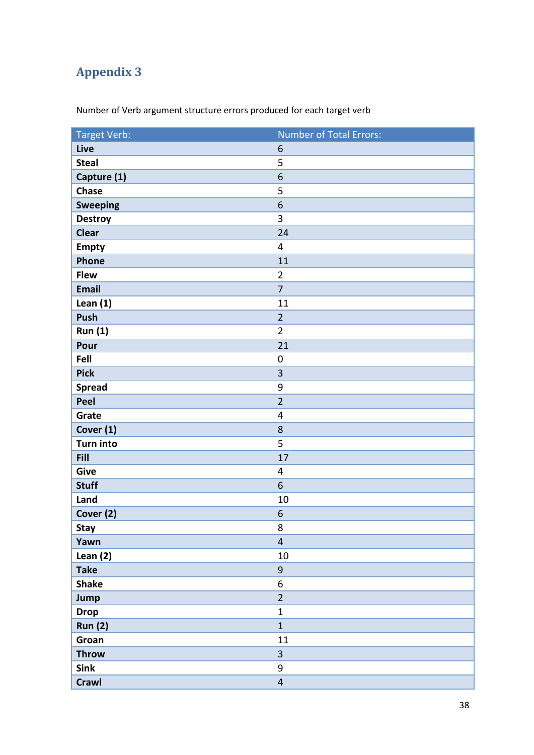# Appendix 3

Number of Verb argument structure errors produced for each target verb

| Target Verb: | Number of Total Errors: |
|---|---|
| **Live** | 6 |
| **Steal** | 5 |
| **Capture (1)** | 6 |
| **Chase** | 5 |
| **Sweeping** | 6 |
| **Destroy** | 3 |
| **Clear** | 24 |
| **Empty** | 4 |
| **Phone** | 11 |
| **Flew** | 2 |
| **Email** | 7 |
| **Lean (1)** | 11 |
| **Push** | 2 |
| **Run (1)** | 2 |
| **Pour** | 21 |
| **Fell** | 0 |
| **Pick** | 3 |
| **Spread** | 9 |
| **Peel** | 2 |
| **Grate** | 4 |
| **Cover (1)** | 8 |
| **Turn into** | 5 |
| **Fill** | 17 |
| **Give** | 4 |
| **Stuff** | 6 |
| **Land** | 10 |
| **Cover (2)** | 6 |
| **Stay** | 8 |
| **Yawn** | 4 |
| **Lean (2)** | 10 |
| **Take** | 9 |
| **Shake** | 6 |
| **Jump** | 2 |
| **Drop** | 1 |
| **Run (2)** | 1 |
| **Groan** | 11 |
| **Throw** | 3 |
| **Sink** | 9 |
| **Crawl** | 4 |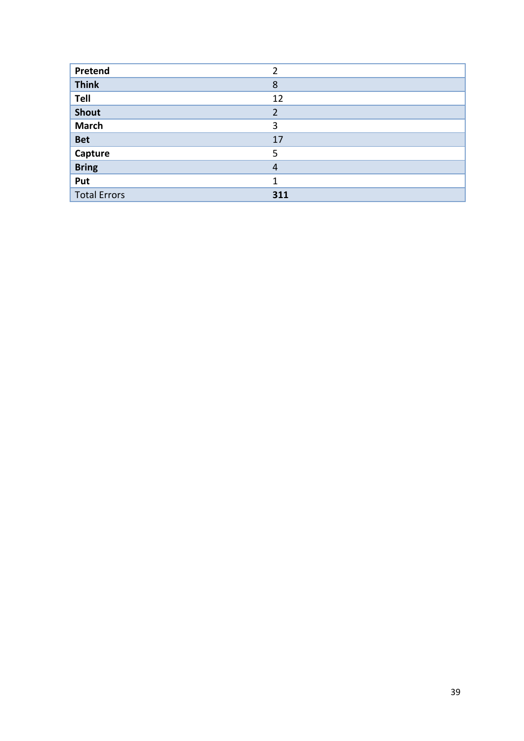| | |
|---|---|
| **Pretend** | 2 |
| **Think** | 8 |
| **Tell** | 12 |
| **Shout** | 2 |
| **March** | 3 |
| **Bet** | 17 |
| **Capture** | 5 |
| **Bring** | 4 |
| **Put** | 1 |
| Total Errors | **311** |